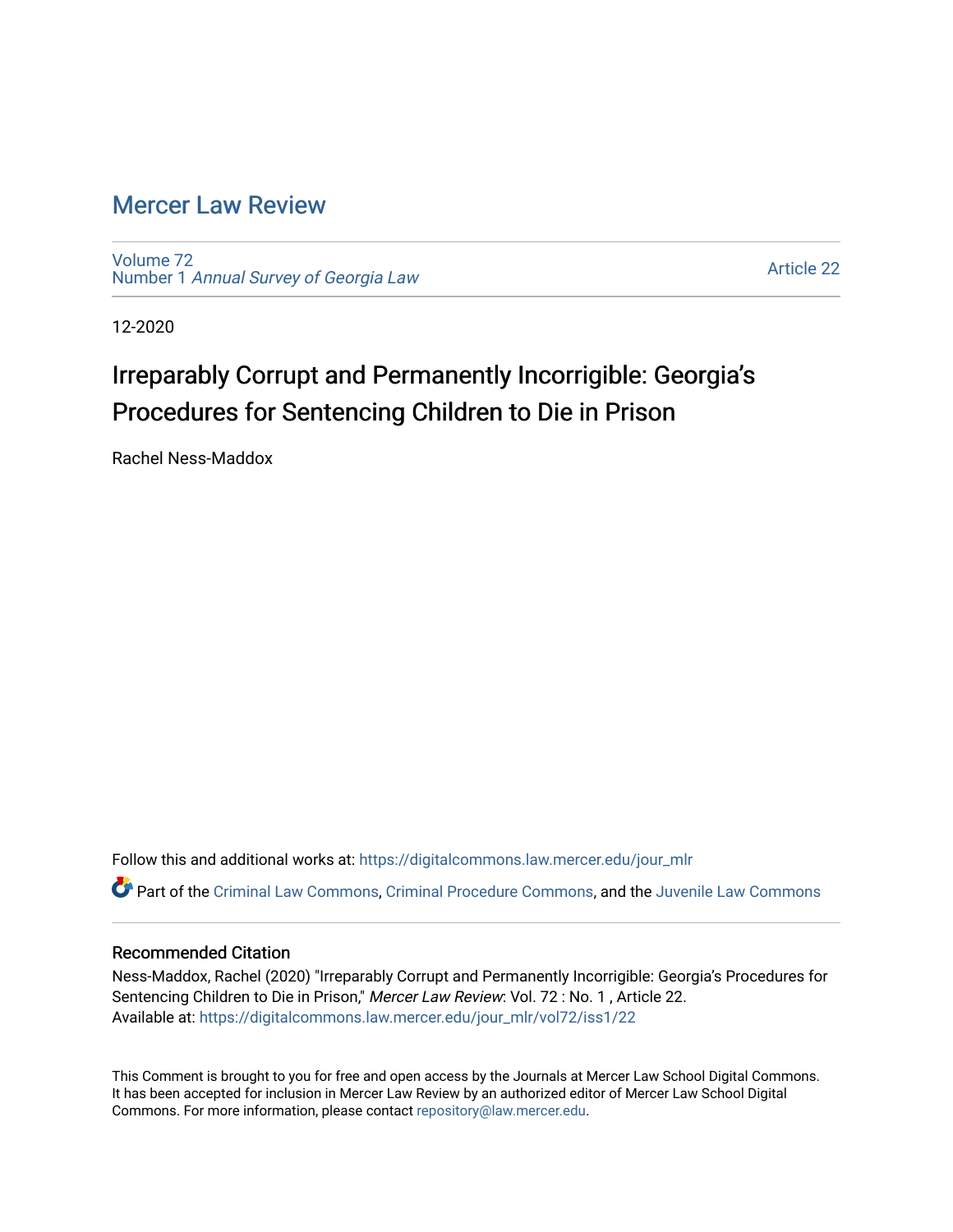# Mercer Law Review

Volume 72
Number 1 *Annual Survey of Georgia Law*

Article 22

12-2020

## Irreparably Corrupt and Permanently Incorrigible: Georgia's Procedures for Sentencing Children to Die in Prison

Rachel Ness-Maddox

Follow this and additional works at: https://digitalcommons.law.mercer.edu/jour_mlr

Part of the Criminal Law Commons, Criminal Procedure Commons, and the Juvenile Law Commons

### Recommended Citation

Ness-Maddox, Rachel (2020) "Irreparably Corrupt and Permanently Incorrigible: Georgia's Procedures for Sentencing Children to Die in Prison," *Mercer Law Review*: Vol. 72 : No. 1 , Article 22.
Available at: https://digitalcommons.law.mercer.edu/jour_mlr/vol72/iss1/22

This Comment is brought to you for free and open access by the Journals at Mercer Law School Digital Commons. It has been accepted for inclusion in Mercer Law Review by an authorized editor of Mercer Law School Digital Commons. For more information, please contact repository@law.mercer.edu.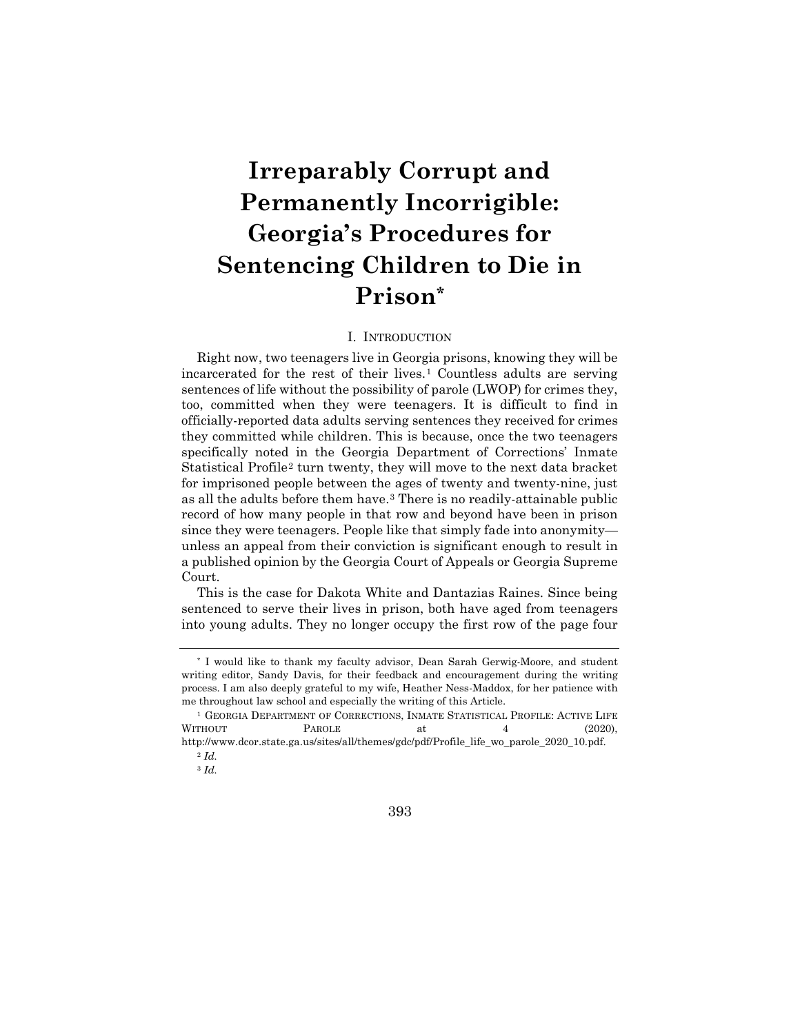# Irreparably Corrupt and Permanently Incorrigible: Georgia's Procedures for Sentencing Children to Die in Prison*

## I. INTRODUCTION

Right now, two teenagers live in Georgia prisons, knowing they will be incarcerated for the rest of their lives.[1] Countless adults are serving sentences of life without the possibility of parole (LWOP) for crimes they, too, committed when they were teenagers. It is difficult to find in officially-reported data adults serving sentences they received for crimes they committed while children. This is because, once the two teenagers specifically noted in the Georgia Department of Corrections' Inmate Statistical Profile[2] turn twenty, they will move to the next data bracket for imprisoned people between the ages of twenty and twenty-nine, just as all the adults before them have.[3] There is no readily-attainable public record of how many people in that row and beyond have been in prison since they were teenagers. People like that simply fade into anonymity—unless an appeal from their conviction is significant enough to result in a published opinion by the Georgia Court of Appeals or Georgia Supreme Court.

This is the case for Dakota White and Dantazias Raines. Since being sentenced to serve their lives in prison, both have aged from teenagers into young adults. They no longer occupy the first row of the page four

---

* I would like to thank my faculty advisor, Dean Sarah Gerwig-Moore, and student writing editor, Sandy Davis, for their feedback and encouragement during the writing process. I am also deeply grateful to my wife, Heather Ness-Maddox, for her patience with me throughout law school and especially the writing of this Article.

[1] GEORGIA DEPARTMENT OF CORRECTIONS, INMATE STATISTICAL PROFILE: ACTIVE LIFE WITHOUT PAROLE at 4 (2020), http://www.dcor.state.ga.us/sites/all/themes/gdc/pdf/Profile_life_wo_parole_2020_10.pdf.

[2] *Id.*

[3] *Id.*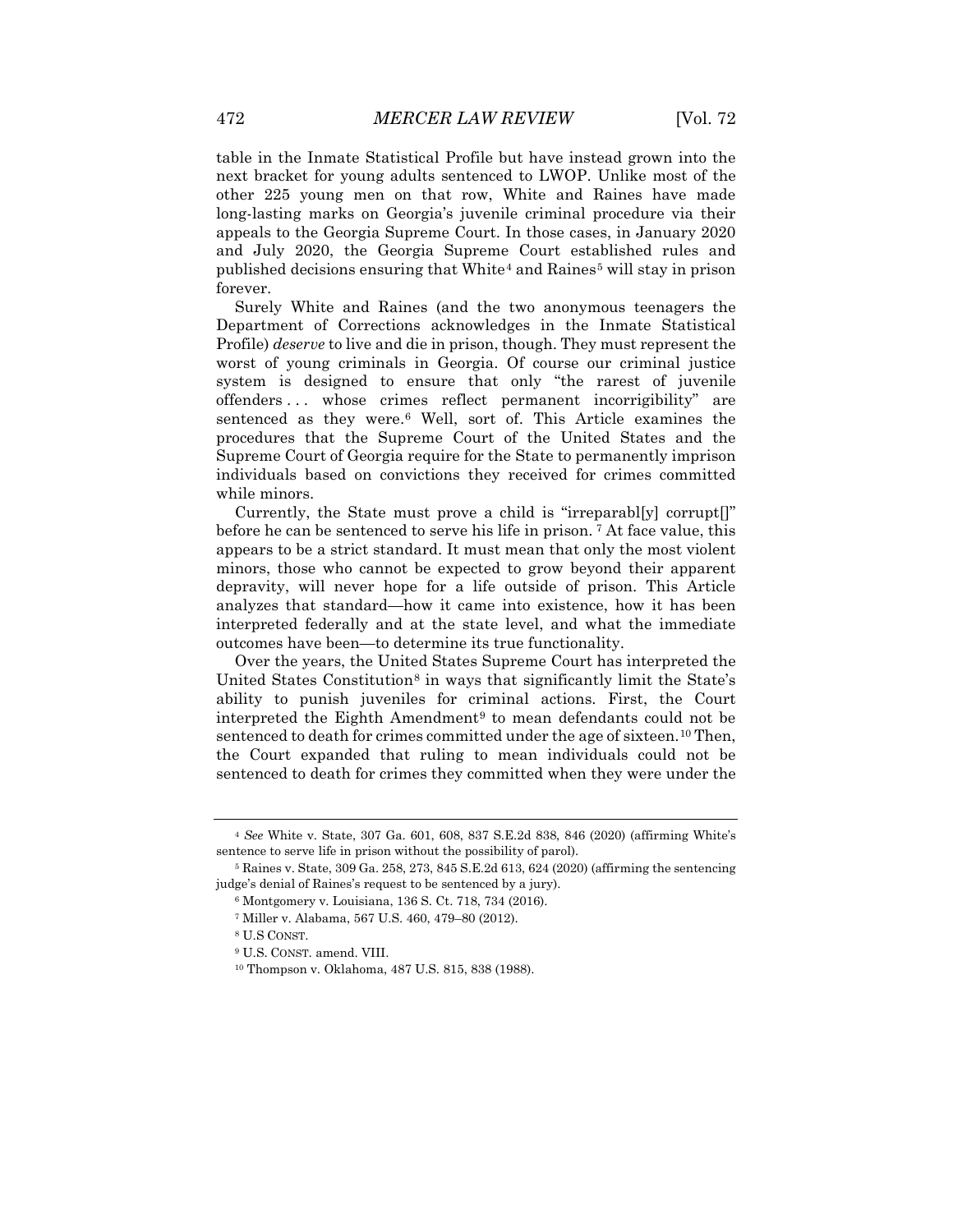table in the Inmate Statistical Profile but have instead grown into the next bracket for young adults sentenced to LWOP. Unlike most of the other 225 young men on that row, White and Raines have made long-lasting marks on Georgia's juvenile criminal procedure via their appeals to the Georgia Supreme Court. In those cases, in January 2020 and July 2020, the Georgia Supreme Court established rules and published decisions ensuring that White[4] and Raines[5] will stay in prison forever.

Surely White and Raines (and the two anonymous teenagers the Department of Corrections acknowledges in the Inmate Statistical Profile) *deserve* to live and die in prison, though. They must represent the worst of young criminals in Georgia. Of course our criminal justice system is designed to ensure that only "the rarest of juvenile offenders . . . whose crimes reflect permanent incorrigibility" are sentenced as they were.[6] Well, sort of. This Article examines the procedures that the Supreme Court of the United States and the Supreme Court of Georgia require for the State to permanently imprison individuals based on convictions they received for crimes committed while minors.

Currently, the State must prove a child is "irreparabl[y] corrupt[]" before he can be sentenced to serve his life in prison. [7] At face value, this appears to be a strict standard. It must mean that only the most violent minors, those who cannot be expected to grow beyond their apparent depravity, will never hope for a life outside of prison. This Article analyzes that standard—how it came into existence, how it has been interpreted federally and at the state level, and what the immediate outcomes have been—to determine its true functionality.

Over the years, the United States Supreme Court has interpreted the United States Constitution[8] in ways that significantly limit the State's ability to punish juveniles for criminal actions. First, the Court interpreted the Eighth Amendment[9] to mean defendants could not be sentenced to death for crimes committed under the age of sixteen.[10] Then, the Court expanded that ruling to mean individuals could not be sentenced to death for crimes they committed when they were under the

---

[4] *See* White v. State, 307 Ga. 601, 608, 837 S.E.2d 838, 846 (2020) (affirming White's sentence to serve life in prison without the possibility of parol).

[5] Raines v. State, 309 Ga. 258, 273, 845 S.E.2d 613, 624 (2020) (affirming the sentencing judge's denial of Raines's request to be sentenced by a jury).

[6] Montgomery v. Louisiana, 136 S. Ct. 718, 734 (2016).

[7] Miller v. Alabama, 567 U.S. 460, 479–80 (2012).

[8] U.S CONST.

[9] U.S. CONST. amend. VIII.

[10] Thompson v. Oklahoma, 487 U.S. 815, 838 (1988).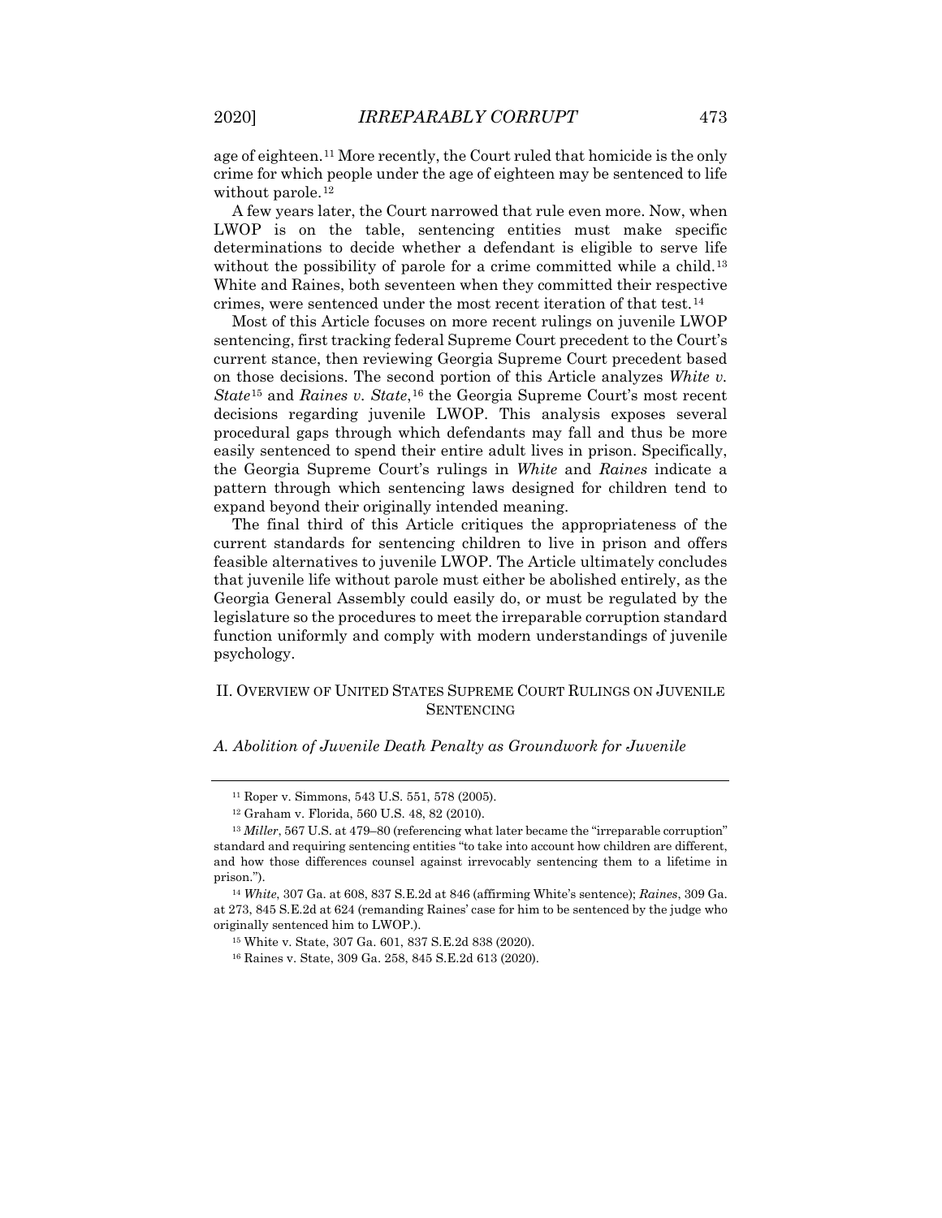age of eighteen.[11] More recently, the Court ruled that homicide is the only crime for which people under the age of eighteen may be sentenced to life without parole.[12]

A few years later, the Court narrowed that rule even more. Now, when LWOP is on the table, sentencing entities must make specific determinations to decide whether a defendant is eligible to serve life without the possibility of parole for a crime committed while a child.[13] White and Raines, both seventeen when they committed their respective crimes, were sentenced under the most recent iteration of that test.[14]

Most of this Article focuses on more recent rulings on juvenile LWOP sentencing, first tracking federal Supreme Court precedent to the Court's current stance, then reviewing Georgia Supreme Court precedent based on those decisions. The second portion of this Article analyzes *White v. State*[15] and *Raines v. State*,[16] the Georgia Supreme Court's most recent decisions regarding juvenile LWOP. This analysis exposes several procedural gaps through which defendants may fall and thus be more easily sentenced to spend their entire adult lives in prison. Specifically, the Georgia Supreme Court's rulings in *White* and *Raines* indicate a pattern through which sentencing laws designed for children tend to expand beyond their originally intended meaning.

The final third of this Article critiques the appropriateness of the current standards for sentencing children to live in prison and offers feasible alternatives to juvenile LWOP. The Article ultimately concludes that juvenile life without parole must either be abolished entirely, as the Georgia General Assembly could easily do, or must be regulated by the legislature so the procedures to meet the irreparable corruption standard function uniformly and comply with modern understandings of juvenile psychology.

## II. Overview of United States Supreme Court Rulings on Juvenile Sentencing

### *A. Abolition of Juvenile Death Penalty as Groundwork for Juvenile*

---

[11] Roper v. Simmons, 543 U.S. 551, 578 (2005).

[12] Graham v. Florida, 560 U.S. 48, 82 (2010).

[13] *Miller*, 567 U.S. at 479–80 (referencing what later became the "irreparable corruption" standard and requiring sentencing entities "to take into account how children are different, and how those differences counsel against irrevocably sentencing them to a lifetime in prison.").

[14] *White*, 307 Ga. at 608, 837 S.E.2d at 846 (affirming White's sentence); *Raines*, 309 Ga. at 273, 845 S.E.2d at 624 (remanding Raines' case for him to be sentenced by the judge who originally sentenced him to LWOP.).

[15] White v. State, 307 Ga. 601, 837 S.E.2d 838 (2020).

[16] Raines v. State, 309 Ga. 258, 845 S.E.2d 613 (2020).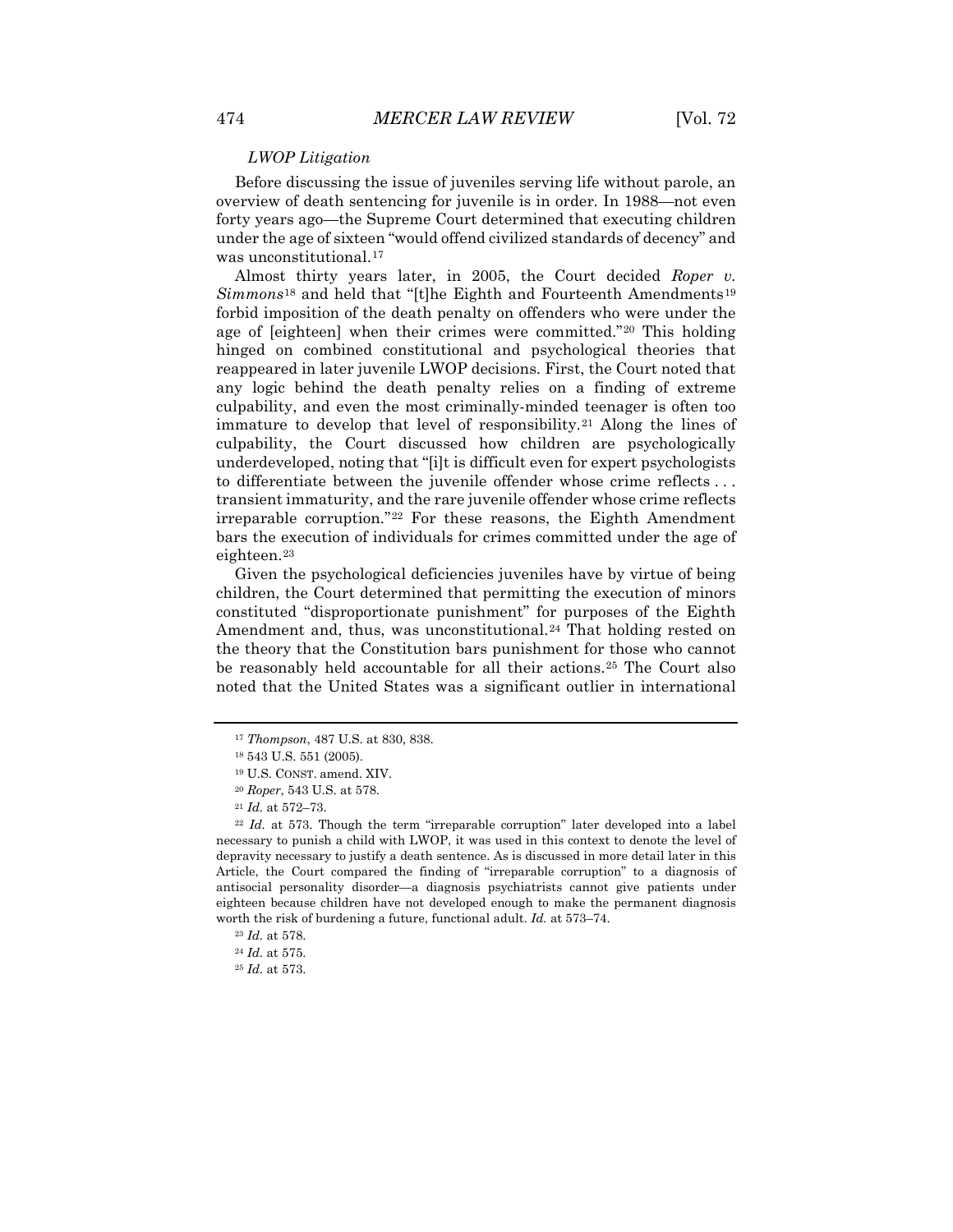*LWOP Litigation*

Before discussing the issue of juveniles serving life without parole, an overview of death sentencing for juvenile is in order. In 1988—not even forty years ago—the Supreme Court determined that executing children under the age of sixteen "would offend civilized standards of decency" and was unconstitutional.[17]

Almost thirty years later, in 2005, the Court decided *Roper v. Simmons*[18] and held that "[t]he Eighth and Fourteenth Amendments[19] forbid imposition of the death penalty on offenders who were under the age of [eighteen] when their crimes were committed."[20] This holding hinged on combined constitutional and psychological theories that reappeared in later juvenile LWOP decisions. First, the Court noted that any logic behind the death penalty relies on a finding of extreme culpability, and even the most criminally-minded teenager is often too immature to develop that level of responsibility.[21] Along the lines of culpability, the Court discussed how children are psychologically underdeveloped, noting that "[i]t is difficult even for expert psychologists to differentiate between the juvenile offender whose crime reflects . . . transient immaturity, and the rare juvenile offender whose crime reflects irreparable corruption."[22] For these reasons, the Eighth Amendment bars the execution of individuals for crimes committed under the age of eighteen.[23]

Given the psychological deficiencies juveniles have by virtue of being children, the Court determined that permitting the execution of minors constituted "disproportionate punishment" for purposes of the Eighth Amendment and, thus, was unconstitutional.[24] That holding rested on the theory that the Constitution bars punishment for those who cannot be reasonably held accountable for all their actions.[25] The Court also noted that the United States was a significant outlier in international

---

[17] *Thompson*, 487 U.S. at 830, 838.

[18] 543 U.S. 551 (2005).

[19] U.S. CONST. amend. XIV.

[20] *Roper*, 543 U.S. at 578.

[21] *Id.* at 572–73.

[22] *Id.* at 573. Though the term "irreparable corruption" later developed into a label necessary to punish a child with LWOP, it was used in this context to denote the level of depravity necessary to justify a death sentence. As is discussed in more detail later in this Article, the Court compared the finding of "irreparable corruption" to a diagnosis of antisocial personality disorder—a diagnosis psychiatrists cannot give patients under eighteen because children have not developed enough to make the permanent diagnosis worth the risk of burdening a future, functional adult. *Id.* at 573–74.

[23] *Id.* at 578.

[24] *Id.* at 575.

[25] *Id.* at 573.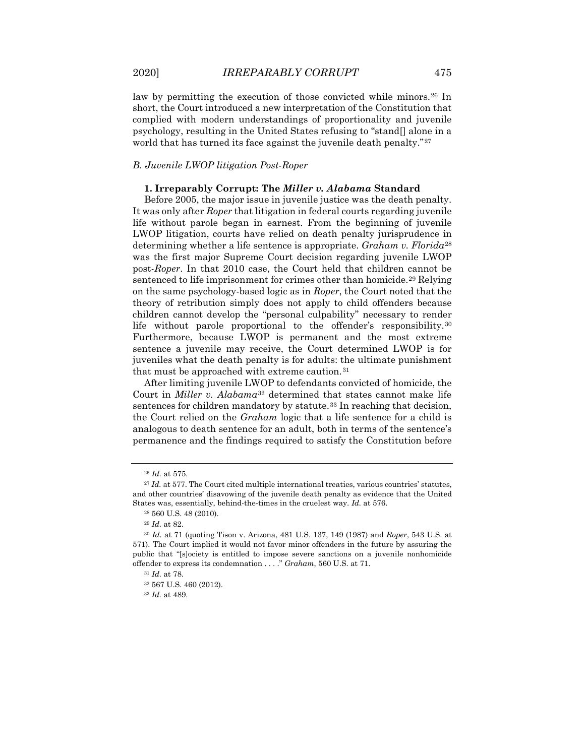law by permitting the execution of those convicted while minors.[26] In short, the Court introduced a new interpretation of the Constitution that complied with modern understandings of proportionality and juvenile psychology, resulting in the United States refusing to "stand[] alone in a world that has turned its face against the juvenile death penalty."[27]

### *B. Juvenile LWOP litigation Post-Roper*

#### 1. Irreparably Corrupt: The *Miller v. Alabama* Standard

Before 2005, the major issue in juvenile justice was the death penalty. It was only after *Roper* that litigation in federal courts regarding juvenile life without parole began in earnest. From the beginning of juvenile LWOP litigation, courts have relied on death penalty jurisprudence in determining whether a life sentence is appropriate. *Graham v. Florida*[28] was the first major Supreme Court decision regarding juvenile LWOP post-*Roper*. In that 2010 case, the Court held that children cannot be sentenced to life imprisonment for crimes other than homicide.[29] Relying on the same psychology-based logic as in *Roper*, the Court noted that the theory of retribution simply does not apply to child offenders because children cannot develop the "personal culpability" necessary to render life without parole proportional to the offender's responsibility.[30] Furthermore, because LWOP is permanent and the most extreme sentence a juvenile may receive, the Court determined LWOP is for juveniles what the death penalty is for adults: the ultimate punishment that must be approached with extreme caution.[31]

After limiting juvenile LWOP to defendants convicted of homicide, the Court in *Miller v. Alabama*[32] determined that states cannot make life sentences for children mandatory by statute.[33] In reaching that decision, the Court relied on the *Graham* logic that a life sentence for a child is analogous to death sentence for an adult, both in terms of the sentence's permanence and the findings required to satisfy the Constitution before

---

[26] *Id.* at 575.

[27] *Id.* at 577. The Court cited multiple international treaties, various countries' statutes, and other countries' disavowing of the juvenile death penalty as evidence that the United States was, essentially, behind-the-times in the cruelest way. *Id.* at 576.

[28] 560 U.S. 48 (2010).

[29] *Id.* at 82.

[30] *Id.* at 71 (quoting Tison v. Arizona, 481 U.S. 137, 149 (1987) and *Roper*, 543 U.S. at 571). The Court implied it would not favor minor offenders in the future by assuring the public that "[s]ociety is entitled to impose severe sanctions on a juvenile nonhomicide offender to express its condemnation . . . ." *Graham*, 560 U.S. at 71.

[31] *Id.* at 78.

[32] 567 U.S. 460 (2012).

[33] *Id.* at 489.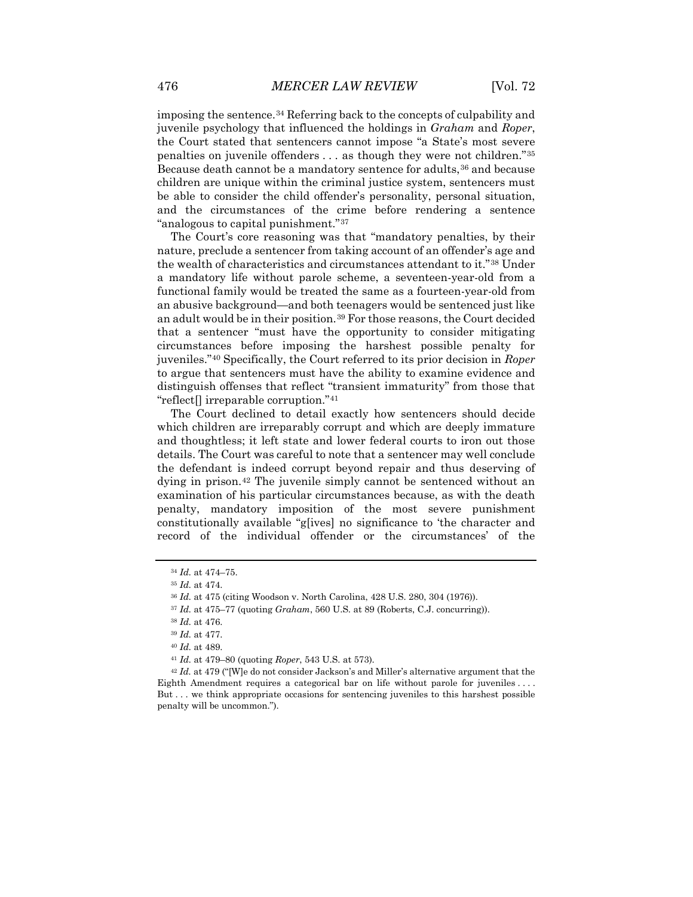imposing the sentence.[34] Referring back to the concepts of culpability and juvenile psychology that influenced the holdings in *Graham* and *Roper*, the Court stated that sentencers cannot impose "a State's most severe penalties on juvenile offenders . . . as though they were not children."[35] Because death cannot be a mandatory sentence for adults,[36] and because children are unique within the criminal justice system, sentencers must be able to consider the child offender's personality, personal situation, and the circumstances of the crime before rendering a sentence "analogous to capital punishment."[37]

The Court's core reasoning was that "mandatory penalties, by their nature, preclude a sentencer from taking account of an offender's age and the wealth of characteristics and circumstances attendant to it."[38] Under a mandatory life without parole scheme, a seventeen-year-old from a functional family would be treated the same as a fourteen-year-old from an abusive background—and both teenagers would be sentenced just like an adult would be in their position.[39] For those reasons, the Court decided that a sentencer "must have the opportunity to consider mitigating circumstances before imposing the harshest possible penalty for juveniles."[40] Specifically, the Court referred to its prior decision in *Roper* to argue that sentencers must have the ability to examine evidence and distinguish offenses that reflect "transient immaturity" from those that "reflect[] irreparable corruption."[41]

The Court declined to detail exactly how sentencers should decide which children are irreparably corrupt and which are deeply immature and thoughtless; it left state and lower federal courts to iron out those details. The Court was careful to note that a sentencer may well conclude the defendant is indeed corrupt beyond repair and thus deserving of dying in prison.[42] The juvenile simply cannot be sentenced without an examination of his particular circumstances because, as with the death penalty, mandatory imposition of the most severe punishment constitutionally available "g[ives] no significance to 'the character and record of the individual offender or the circumstances' of the

---

[34] *Id.* at 474–75.

[35] *Id.* at 474.

[36] *Id.* at 475 (citing Woodson v. North Carolina, 428 U.S. 280, 304 (1976)).

[37] *Id.* at 475–77 (quoting *Graham*, 560 U.S. at 89 (Roberts, C.J. concurring)).

[38] *Id.* at 476.

[39] *Id.* at 477.

[40] *Id.* at 489.

[41] *Id.* at 479–80 (quoting *Roper*, 543 U.S. at 573).

[42] *Id.* at 479 ("[W]e do not consider Jackson's and Miller's alternative argument that the Eighth Amendment requires a categorical bar on life without parole for juveniles . . . . But . . . we think appropriate occasions for sentencing juveniles to this harshest possible penalty will be uncommon.").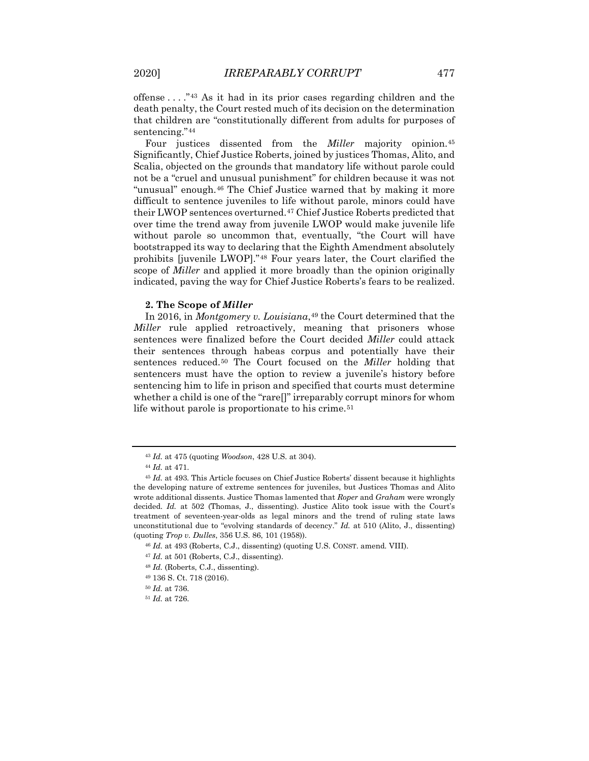offense . . . ."[43] As it had in its prior cases regarding children and the death penalty, the Court rested much of its decision on the determination that children are "constitutionally different from adults for purposes of sentencing."[44]

Four justices dissented from the *Miller* majority opinion.[45] Significantly, Chief Justice Roberts, joined by justices Thomas, Alito, and Scalia, objected on the grounds that mandatory life without parole could not be a "cruel and unusual punishment" for children because it was not "unusual" enough.[46] The Chief Justice warned that by making it more difficult to sentence juveniles to life without parole, minors could have their LWOP sentences overturned.[47] Chief Justice Roberts predicted that over time the trend away from juvenile LWOP would make juvenile life without parole so uncommon that, eventually, "the Court will have bootstrapped its way to declaring that the Eighth Amendment absolutely prohibits [juvenile LWOP]."[48] Four years later, the Court clarified the scope of *Miller* and applied it more broadly than the opinion originally indicated, paving the way for Chief Justice Roberts's fears to be realized.

### 2. The Scope of *Miller*

In 2016, in *Montgomery v. Louisiana*,[49] the Court determined that the *Miller* rule applied retroactively, meaning that prisoners whose sentences were finalized before the Court decided *Miller* could attack their sentences through habeas corpus and potentially have their sentences reduced.[50] The Court focused on the *Miller* holding that sentencers must have the option to review a juvenile's history before sentencing him to life in prison and specified that courts must determine whether a child is one of the "rare[]" irreparably corrupt minors for whom life without parole is proportionate to his crime.[51]

---

[43] *Id.* at 475 (quoting *Woodson*, 428 U.S. at 304).

[44] *Id.* at 471.

[45] *Id.* at 493. This Article focuses on Chief Justice Roberts' dissent because it highlights the developing nature of extreme sentences for juveniles, but Justices Thomas and Alito wrote additional dissents. Justice Thomas lamented that *Roper* and *Graham* were wrongly decided. *Id.* at 502 (Thomas, J., dissenting). Justice Alito took issue with the Court's treatment of seventeen-year-olds as legal minors and the trend of ruling state laws unconstitutional due to "evolving standards of decency." *Id.* at 510 (Alito, J., dissenting) (quoting *Trop v. Dulles*, 356 U.S. 86, 101 (1958)).

[46] *Id.* at 493 (Roberts, C.J., dissenting) (quoting U.S. CONST. amend. VIII).

[47] *Id.* at 501 (Roberts, C.J., dissenting).

[48] *Id.* (Roberts, C.J., dissenting).

[49] 136 S. Ct. 718 (2016).

[50] *Id.* at 736.

[51] *Id.* at 726.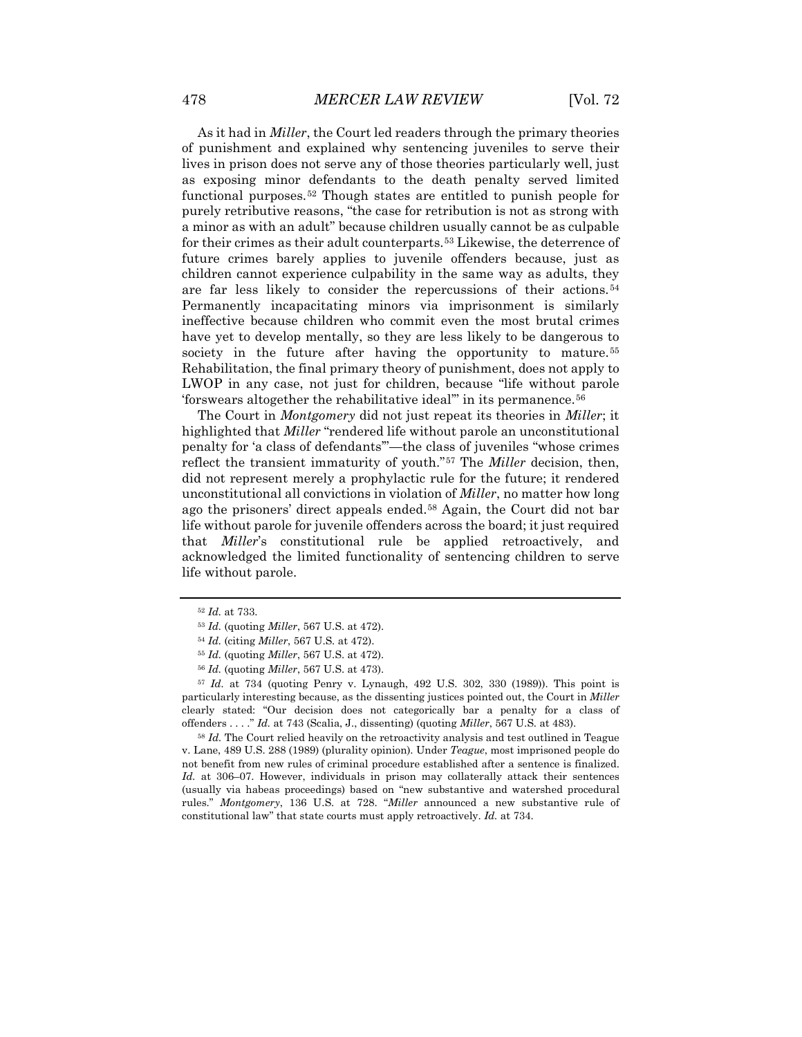As it had in *Miller*, the Court led readers through the primary theories of punishment and explained why sentencing juveniles to serve their lives in prison does not serve any of those theories particularly well, just as exposing minor defendants to the death penalty served limited functional purposes.[52] Though states are entitled to punish people for purely retributive reasons, "the case for retribution is not as strong with a minor as with an adult" because children usually cannot be as culpable for their crimes as their adult counterparts.[53] Likewise, the deterrence of future crimes barely applies to juvenile offenders because, just as children cannot experience culpability in the same way as adults, they are far less likely to consider the repercussions of their actions.[54] Permanently incapacitating minors via imprisonment is similarly ineffective because children who commit even the most brutal crimes have yet to develop mentally, so they are less likely to be dangerous to society in the future after having the opportunity to mature.[55] Rehabilitation, the final primary theory of punishment, does not apply to LWOP in any case, not just for children, because "life without parole 'forswears altogether the rehabilitative ideal'" in its permanence.[56]

The Court in *Montgomery* did not just repeat its theories in *Miller*; it highlighted that *Miller* "rendered life without parole an unconstitutional penalty for 'a class of defendants'"—the class of juveniles "whose crimes reflect the transient immaturity of youth."[57] The *Miller* decision, then, did not represent merely a prophylactic rule for the future; it rendered unconstitutional all convictions in violation of *Miller*, no matter how long ago the prisoners' direct appeals ended.[58] Again, the Court did not bar life without parole for juvenile offenders across the board; it just required that *Miller*'s constitutional rule be applied retroactively, and acknowledged the limited functionality of sentencing children to serve life without parole.

---

[52] *Id.* at 733.

[53] *Id.* (quoting *Miller*, 567 U.S. at 472).

[54] *Id.* (citing *Miller*, 567 U.S. at 472).

[55] *Id.* (quoting *Miller*, 567 U.S. at 472).

[56] *Id.* (quoting *Miller*, 567 U.S. at 473).

[57] *Id.* at 734 (quoting Penry v. Lynaugh, 492 U.S. 302, 330 (1989)). This point is particularly interesting because, as the dissenting justices pointed out, the Court in *Miller* clearly stated: "Our decision does not categorically bar a penalty for a class of offenders . . . ." *Id.* at 743 (Scalia, J., dissenting) (quoting *Miller*, 567 U.S. at 483).

[58] *Id.* The Court relied heavily on the retroactivity analysis and test outlined in Teague v. Lane, 489 U.S. 288 (1989) (plurality opinion). Under *Teague*, most imprisoned people do not benefit from new rules of criminal procedure established after a sentence is finalized. *Id.* at 306–07. However, individuals in prison may collaterally attack their sentences (usually via habeas proceedings) based on "new substantive and watershed procedural rules." *Montgomery*, 136 U.S. at 728. "*Miller* announced a new substantive rule of constitutional law" that state courts must apply retroactively. *Id.* at 734.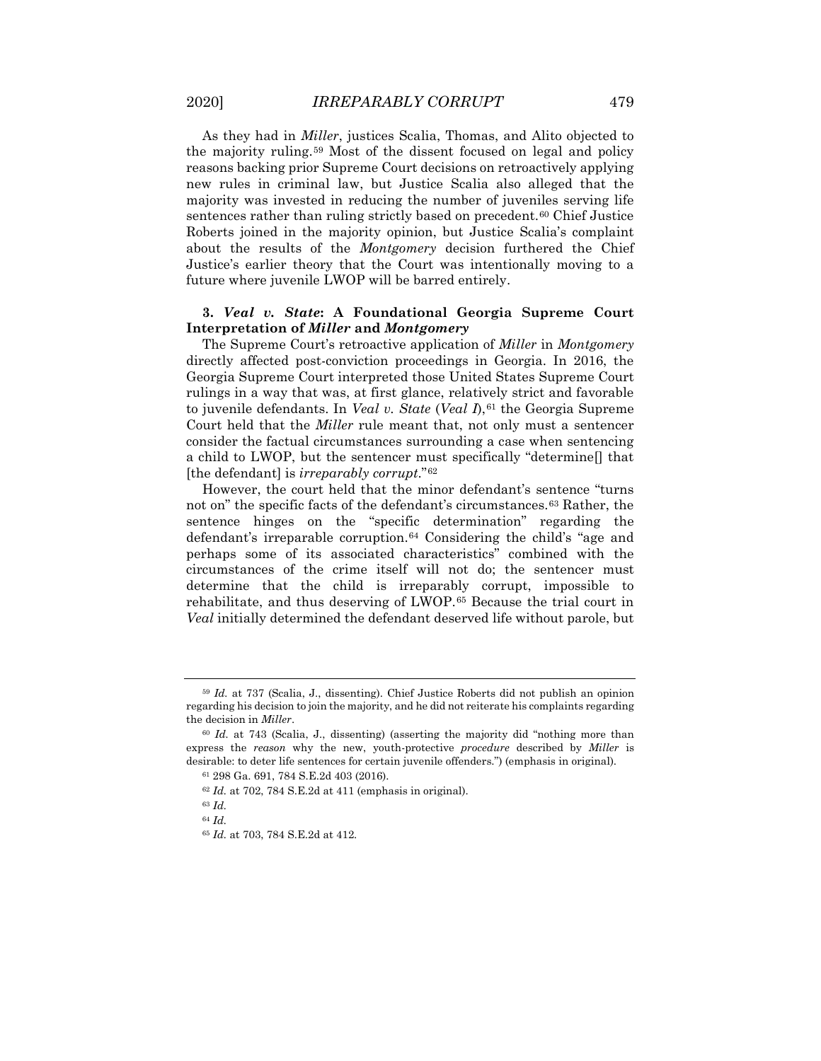As they had in *Miller*, justices Scalia, Thomas, and Alito objected to the majority ruling.[59] Most of the dissent focused on legal and policy reasons backing prior Supreme Court decisions on retroactively applying new rules in criminal law, but Justice Scalia also alleged that the majority was invested in reducing the number of juveniles serving life sentences rather than ruling strictly based on precedent.[60] Chief Justice Roberts joined in the majority opinion, but Justice Scalia's complaint about the results of the *Montgomery* decision furthered the Chief Justice's earlier theory that the Court was intentionally moving to a future where juvenile LWOP will be barred entirely.

### 3. *Veal v. State*: A Foundational Georgia Supreme Court Interpretation of *Miller* and *Montgomery*

The Supreme Court's retroactive application of *Miller* in *Montgomery* directly affected post-conviction proceedings in Georgia. In 2016, the Georgia Supreme Court interpreted those United States Supreme Court rulings in a way that was, at first glance, relatively strict and favorable to juvenile defendants. In *Veal v. State* (*Veal I*),[61] the Georgia Supreme Court held that the *Miller* rule meant that, not only must a sentencer consider the factual circumstances surrounding a case when sentencing a child to LWOP, but the sentencer must specifically "determine[] that [the defendant] is *irreparably corrupt*."[62]

However, the court held that the minor defendant's sentence "turns not on" the specific facts of the defendant's circumstances.[63] Rather, the sentence hinges on the "specific determination" regarding the defendant's irreparable corruption.[64] Considering the child's "age and perhaps some of its associated characteristics" combined with the circumstances of the crime itself will not do; the sentencer must determine that the child is irreparably corrupt, impossible to rehabilitate, and thus deserving of LWOP.[65] Because the trial court in *Veal* initially determined the defendant deserved life without parole, but

---

[59] *Id.* at 737 (Scalia, J., dissenting). Chief Justice Roberts did not publish an opinion regarding his decision to join the majority, and he did not reiterate his complaints regarding the decision in *Miller*.

[60] *Id.* at 743 (Scalia, J., dissenting) (asserting the majority did "nothing more than express the *reason* why the new, youth-protective *procedure* described by *Miller* is desirable: to deter life sentences for certain juvenile offenders.") (emphasis in original).

[61] 298 Ga. 691, 784 S.E.2d 403 (2016).

[62] *Id.* at 702, 784 S.E.2d at 411 (emphasis in original).

[63] *Id.*

[64] *Id.*

[65] *Id.* at 703, 784 S.E.2d at 412.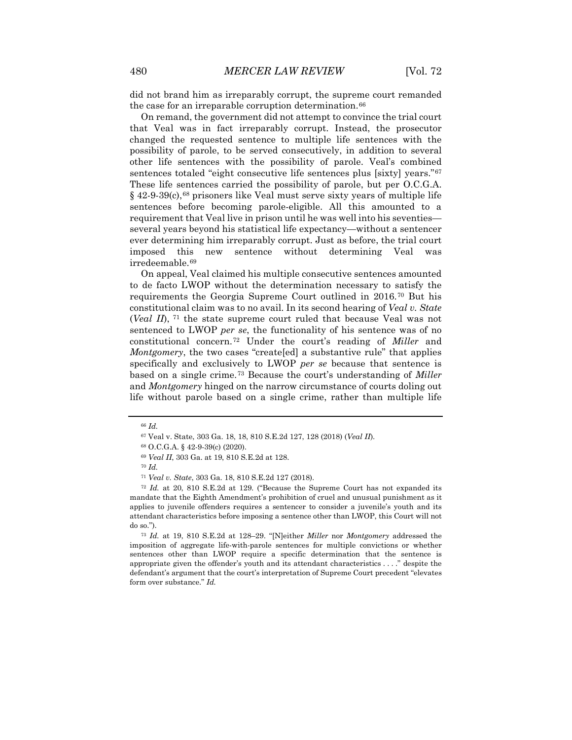did not brand him as irreparably corrupt, the supreme court remanded the case for an irreparable corruption determination.[66]

On remand, the government did not attempt to convince the trial court that Veal was in fact irreparably corrupt. Instead, the prosecutor changed the requested sentence to multiple life sentences with the possibility of parole, to be served consecutively, in addition to several other life sentences with the possibility of parole. Veal's combined sentences totaled "eight consecutive life sentences plus [sixty] years."[67] These life sentences carried the possibility of parole, but per O.C.G.A. § 42-9-39(c),[68] prisoners like Veal must serve sixty years of multiple life sentences before becoming parole-eligible. All this amounted to a requirement that Veal live in prison until he was well into his seventies—several years beyond his statistical life expectancy—without a sentencer ever determining him irreparably corrupt. Just as before, the trial court imposed this new sentence without determining Veal was irredeemable.[69]

On appeal, Veal claimed his multiple consecutive sentences amounted to de facto LWOP without the determination necessary to satisfy the requirements the Georgia Supreme Court outlined in 2016.[70] But his constitutional claim was to no avail. In its second hearing of *Veal v. State* (*Veal II*), [71] the state supreme court ruled that because Veal was not sentenced to LWOP *per se*, the functionality of his sentence was of no constitutional concern.[72] Under the court's reading of *Miller* and *Montgomery*, the two cases "create[ed] a substantive rule" that applies specifically and exclusively to LWOP *per se* because that sentence is based on a single crime.[73] Because the court's understanding of *Miller* and *Montgomery* hinged on the narrow circumstance of courts doling out life without parole based on a single crime, rather than multiple life

---

[66] *Id.*

[67] Veal v. State, 303 Ga. 18, 18, 810 S.E.2d 127, 128 (2018) (*Veal II*).

[68] O.C.G.A. § 42-9-39(c) (2020).

[69] *Veal II*, 303 Ga. at 19, 810 S.E.2d at 128.

[70] *Id.*

[71] *Veal v. State*, 303 Ga. 18, 810 S.E.2d 127 (2018).

[72] *Id.* at 20, 810 S.E.2d at 129. ("Because the Supreme Court has not expanded its mandate that the Eighth Amendment's prohibition of cruel and unusual punishment as it applies to juvenile offenders requires a sentencer to consider a juvenile's youth and its attendant characteristics before imposing a sentence other than LWOP, this Court will not do so.").

[73] *Id.* at 19, 810 S.E.2d at 128–29. "[N]either *Miller* nor *Montgomery* addressed the imposition of aggregate life-with-parole sentences for multiple convictions or whether sentences other than LWOP require a specific determination that the sentence is appropriate given the offender's youth and its attendant characteristics . . . ." despite the defendant's argument that the court's interpretation of Supreme Court precedent "elevates form over substance." *Id.*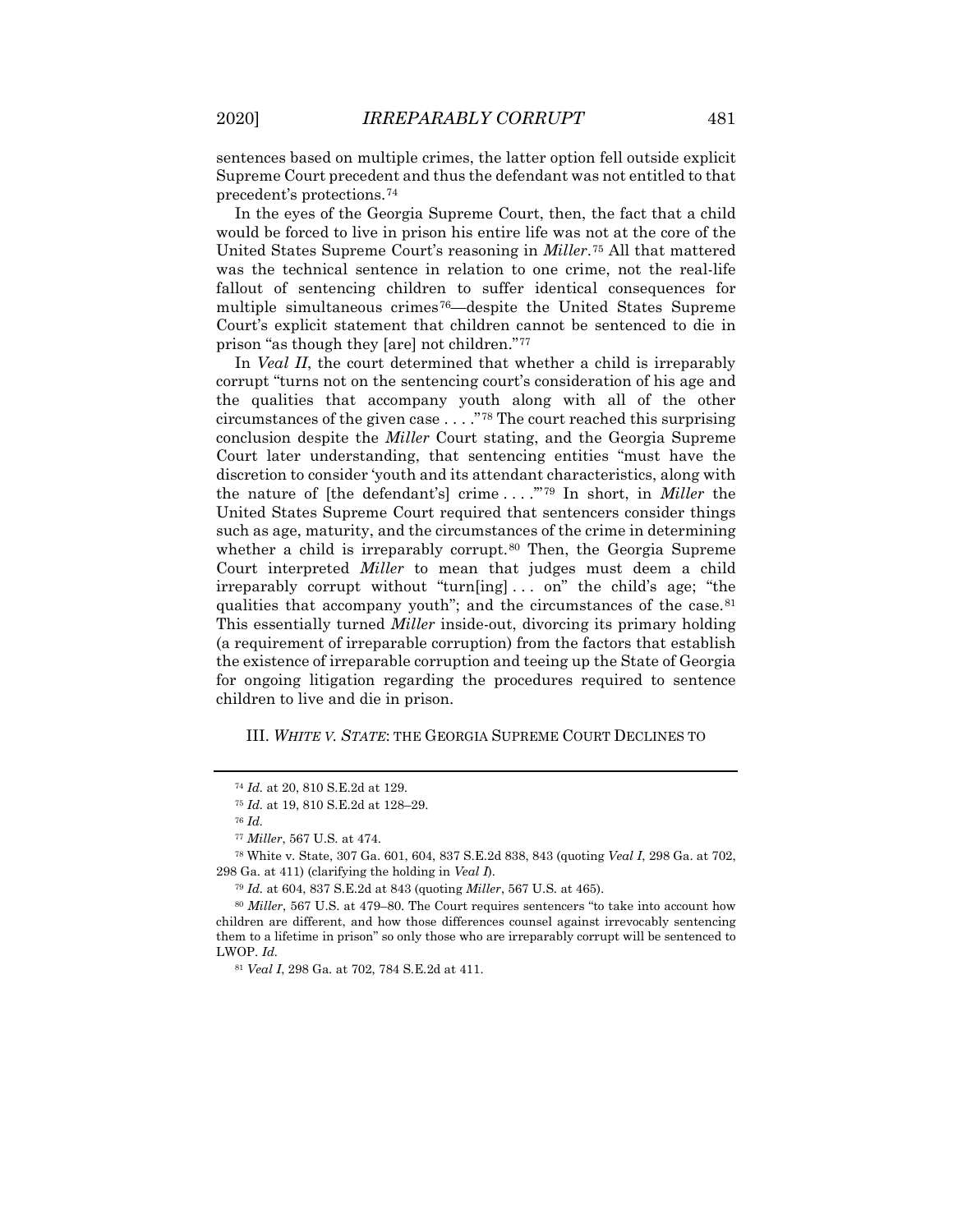sentences based on multiple crimes, the latter option fell outside explicit Supreme Court precedent and thus the defendant was not entitled to that precedent's protections.[74]

In the eyes of the Georgia Supreme Court, then, the fact that a child would be forced to live in prison his entire life was not at the core of the United States Supreme Court's reasoning in *Miller*.[75] All that mattered was the technical sentence in relation to one crime, not the real-life fallout of sentencing children to suffer identical consequences for multiple simultaneous crimes[76]—despite the United States Supreme Court's explicit statement that children cannot be sentenced to die in prison "as though they [are] not children."[77]

In *Veal II*, the court determined that whether a child is irreparably corrupt "turns not on the sentencing court's consideration of his age and the qualities that accompany youth along with all of the other circumstances of the given case . . . ."[78] The court reached this surprising conclusion despite the *Miller* Court stating, and the Georgia Supreme Court later understanding, that sentencing entities "must have the discretion to consider 'youth and its attendant characteristics, along with the nature of [the defendant's] crime . . . .'"[79] In short, in *Miller* the United States Supreme Court required that sentencers consider things such as age, maturity, and the circumstances of the crime in determining whether a child is irreparably corrupt.[80] Then, the Georgia Supreme Court interpreted *Miller* to mean that judges must deem a child irreparably corrupt without "turn[ing] . . . on" the child's age; "the qualities that accompany youth"; and the circumstances of the case.[81] This essentially turned *Miller* inside-out, divorcing its primary holding (a requirement of irreparable corruption) from the factors that establish the existence of irreparable corruption and teeing up the State of Georgia for ongoing litigation regarding the procedures required to sentence children to live and die in prison.

## III. *WHITE V. STATE*: THE GEORGIA SUPREME COURT DECLINES TO

---

[74] *Id.* at 20, 810 S.E.2d at 129.

[75] *Id.* at 19, 810 S.E.2d at 128–29.

[76] *Id.*

[77] *Miller*, 567 U.S. at 474.

[78] White v. State, 307 Ga. 601, 604, 837 S.E.2d 838, 843 (quoting *Veal I*, 298 Ga. at 702, 298 Ga. at 411) (clarifying the holding in *Veal I*).

[79] *Id.* at 604, 837 S.E.2d at 843 (quoting *Miller*, 567 U.S. at 465).

[80] *Miller*, 567 U.S. at 479–80. The Court requires sentencers "to take into account how children are different, and how those differences counsel against irrevocably sentencing them to a lifetime in prison" so only those who are irreparably corrupt will be sentenced to LWOP. *Id.*

[81] *Veal I*, 298 Ga. at 702, 784 S.E.2d at 411.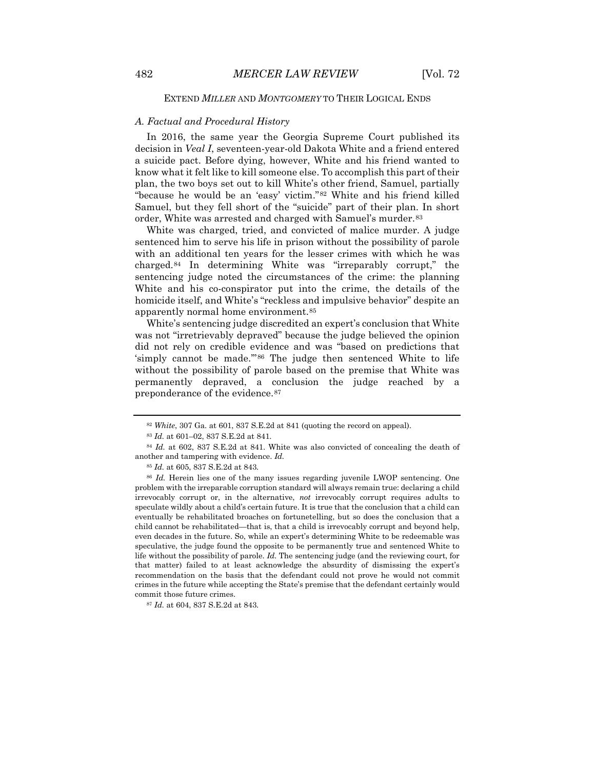EXTEND *MILLER* AND *MONTGOMERY* TO THEIR LOGICAL ENDS

### *A. Factual and Procedural History*

In 2016, the same year the Georgia Supreme Court published its decision in *Veal I*, seventeen-year-old Dakota White and a friend entered a suicide pact. Before dying, however, White and his friend wanted to know what it felt like to kill someone else. To accomplish this part of their plan, the two boys set out to kill White's other friend, Samuel, partially "because he would be an 'easy' victim."[82] White and his friend killed Samuel, but they fell short of the "suicide" part of their plan. In short order, White was arrested and charged with Samuel's murder.[83]

White was charged, tried, and convicted of malice murder. A judge sentenced him to serve his life in prison without the possibility of parole with an additional ten years for the lesser crimes with which he was charged.[84] In determining White was "irreparably corrupt," the sentencing judge noted the circumstances of the crime: the planning White and his co-conspirator put into the crime, the details of the homicide itself, and White's "reckless and impulsive behavior" despite an apparently normal home environment.[85]

White's sentencing judge discredited an expert's conclusion that White was not "irretrievably depraved" because the judge believed the opinion did not rely on credible evidence and was "based on predictions that 'simply cannot be made.'"[86] The judge then sentenced White to life without the possibility of parole based on the premise that White was permanently depraved, a conclusion the judge reached by a preponderance of the evidence.[87]

---

[82] *White*, 307 Ga. at 601, 837 S.E.2d at 841 (quoting the record on appeal).

[83] *Id.* at 601–02, 837 S.E.2d at 841.

[84] *Id.* at 602, 837 S.E.2d at 841. White was also convicted of concealing the death of another and tampering with evidence. *Id.*

[85] *Id.* at 605, 837 S.E.2d at 843.

[86] *Id.* Herein lies one of the many issues regarding juvenile LWOP sentencing. One problem with the irreparable corruption standard will always remain true: declaring a child irrevocably corrupt or, in the alternative, *not* irrevocably corrupt requires adults to speculate wildly about a child's certain future. It is true that the conclusion that a child can eventually be rehabilitated broaches on fortunetelling, but so does the conclusion that a child cannot be rehabilitated—that is, that a child is irrevocably corrupt and beyond help, even decades in the future. So, while an expert's determining White to be redeemable was speculative, the judge found the opposite to be permanently true and sentenced White to life without the possibility of parole. *Id.* The sentencing judge (and the reviewing court, for that matter) failed to at least acknowledge the absurdity of dismissing the expert's recommendation on the basis that the defendant could not prove he would not commit crimes in the future while accepting the State's premise that the defendant certainly would commit those future crimes.

[87] *Id.* at 604, 837 S.E.2d at 843.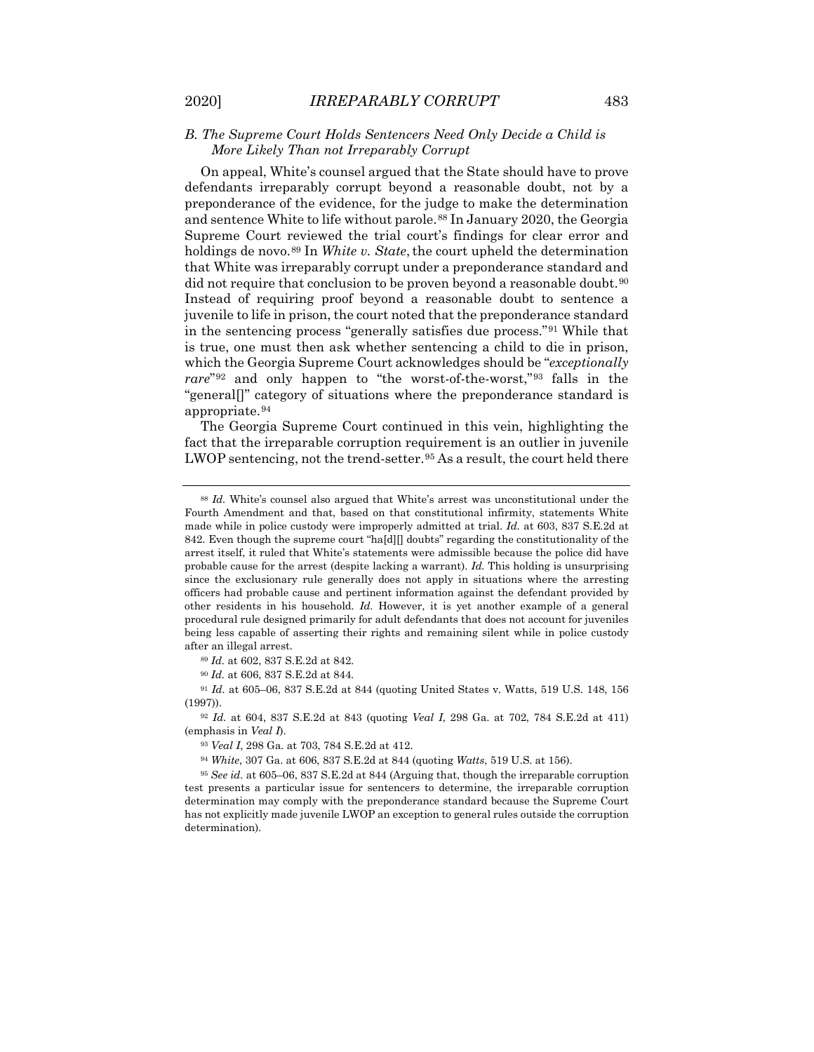### *B. The Supreme Court Holds Sentencers Need Only Decide a Child is More Likely Than not Irreparably Corrupt*

On appeal, White's counsel argued that the State should have to prove defendants irreparably corrupt beyond a reasonable doubt, not by a preponderance of the evidence, for the judge to make the determination and sentence White to life without parole.[88] In January 2020, the Georgia Supreme Court reviewed the trial court's findings for clear error and holdings de novo.[89] In *White v. State*, the court upheld the determination that White was irreparably corrupt under a preponderance standard and did not require that conclusion to be proven beyond a reasonable doubt.[90] Instead of requiring proof beyond a reasonable doubt to sentence a juvenile to life in prison, the court noted that the preponderance standard in the sentencing process "generally satisfies due process."[91] While that is true, one must then ask whether sentencing a child to die in prison, which the Georgia Supreme Court acknowledges should be "*exceptionally rare*"[92] and only happen to "the worst-of-the-worst,"[93] falls in the "general[]" category of situations where the preponderance standard is appropriate.[94]

The Georgia Supreme Court continued in this vein, highlighting the fact that the irreparable corruption requirement is an outlier in juvenile LWOP sentencing, not the trend-setter.[95] As a result, the court held there

---

[88] *Id.* White's counsel also argued that White's arrest was unconstitutional under the Fourth Amendment and that, based on that constitutional infirmity, statements White made while in police custody were improperly admitted at trial. *Id.* at 603, 837 S.E.2d at 842. Even though the supreme court "ha[d][] doubts" regarding the constitutionality of the arrest itself, it ruled that White's statements were admissible because the police did have probable cause for the arrest (despite lacking a warrant). *Id.* This holding is unsurprising since the exclusionary rule generally does not apply in situations where the arresting officers had probable cause and pertinent information against the defendant provided by other residents in his household. *Id.* However, it is yet another example of a general procedural rule designed primarily for adult defendants that does not account for juveniles being less capable of asserting their rights and remaining silent while in police custody after an illegal arrest.

[89] *Id.* at 602, 837 S.E.2d at 842.

[90] *Id.* at 606, 837 S.E.2d at 844.

[91] *Id.* at 605–06, 837 S.E.2d at 844 (quoting United States v. Watts, 519 U.S. 148, 156 (1997)).

[92] *Id.* at 604, 837 S.E.2d at 843 (quoting *Veal I*, 298 Ga. at 702, 784 S.E.2d at 411) (emphasis in *Veal I*).

[93] *Veal I*, 298 Ga. at 703, 784 S.E.2d at 412.

[94] *White*, 307 Ga. at 606, 837 S.E.2d at 844 (quoting *Watts*, 519 U.S. at 156).

[95] *See id.* at 605–06, 837 S.E.2d at 844 (Arguing that, though the irreparable corruption test presents a particular issue for sentencers to determine, the irreparable corruption determination may comply with the preponderance standard because the Supreme Court has not explicitly made juvenile LWOP an exception to general rules outside the corruption determination).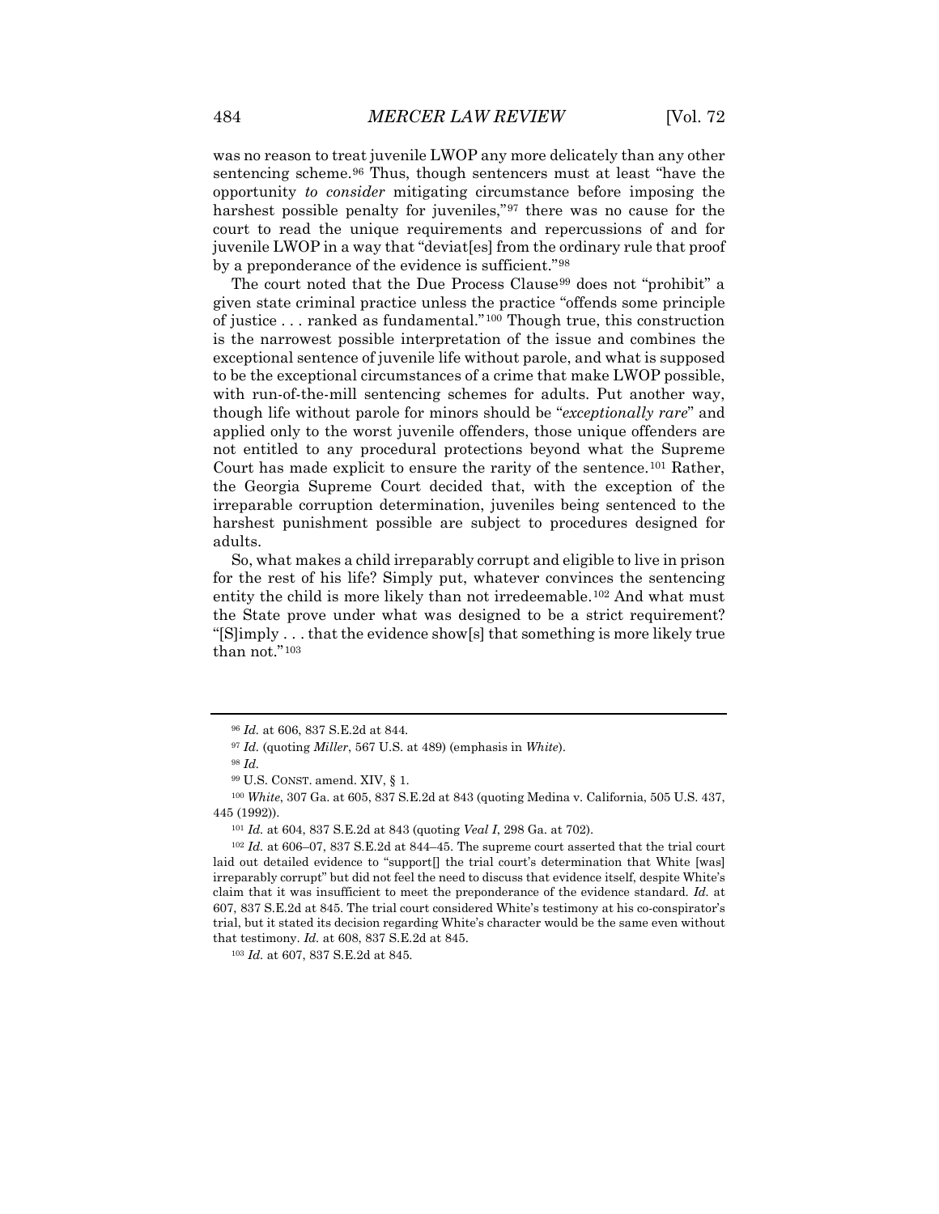was no reason to treat juvenile LWOP any more delicately than any other sentencing scheme.[96] Thus, though sentencers must at least "have the opportunity *to consider* mitigating circumstance before imposing the harshest possible penalty for juveniles,"[97] there was no cause for the court to read the unique requirements and repercussions of and for juvenile LWOP in a way that "deviat[es] from the ordinary rule that proof by a preponderance of the evidence is sufficient."[98]

The court noted that the Due Process Clause[99] does not "prohibit" a given state criminal practice unless the practice "offends some principle of justice . . . ranked as fundamental."[100] Though true, this construction is the narrowest possible interpretation of the issue and combines the exceptional sentence of juvenile life without parole, and what is supposed to be the exceptional circumstances of a crime that make LWOP possible, with run-of-the-mill sentencing schemes for adults. Put another way, though life without parole for minors should be "*exceptionally rare*" and applied only to the worst juvenile offenders, those unique offenders are not entitled to any procedural protections beyond what the Supreme Court has made explicit to ensure the rarity of the sentence.[101] Rather, the Georgia Supreme Court decided that, with the exception of the irreparable corruption determination, juveniles being sentenced to the harshest punishment possible are subject to procedures designed for adults.

So, what makes a child irreparably corrupt and eligible to live in prison for the rest of his life? Simply put, whatever convinces the sentencing entity the child is more likely than not irredeemable.[102] And what must the State prove under what was designed to be a strict requirement? "[S]imply . . . that the evidence show[s] that something is more likely true than not."[103]

---

[96] *Id.* at 606, 837 S.E.2d at 844.

[97] *Id.* (quoting *Miller*, 567 U.S. at 489) (emphasis in *White*).

[98] *Id.*

[99] U.S. CONST. amend. XIV, § 1.

[100] *White*, 307 Ga. at 605, 837 S.E.2d at 843 (quoting Medina v. California, 505 U.S. 437, 445 (1992)).

[101] *Id.* at 604, 837 S.E.2d at 843 (quoting *Veal I*, 298 Ga. at 702).

[102] *Id.* at 606–07, 837 S.E.2d at 844–45. The supreme court asserted that the trial court laid out detailed evidence to "support[] the trial court's determination that White [was] irreparably corrupt" but did not feel the need to discuss that evidence itself, despite White's claim that it was insufficient to meet the preponderance of the evidence standard. *Id.* at 607, 837 S.E.2d at 845. The trial court considered White's testimony at his co-conspirator's trial, but it stated its decision regarding White's character would be the same even without that testimony. *Id.* at 608, 837 S.E.2d at 845.

[103] *Id.* at 607, 837 S.E.2d at 845.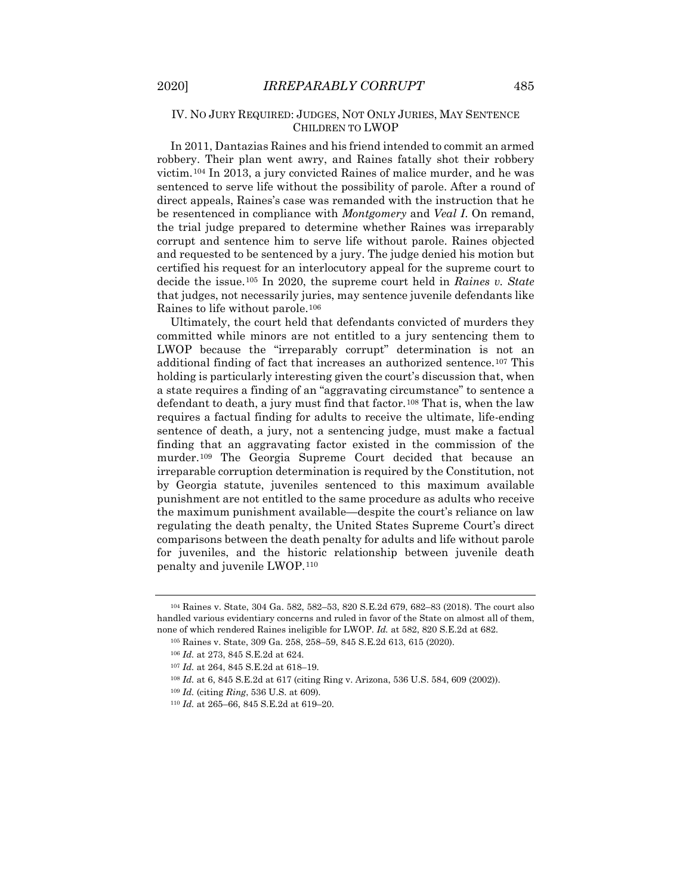## IV. NO JURY REQUIRED: JUDGES, NOT ONLY JURIES, MAY SENTENCE CHILDREN TO LWOP

In 2011, Dantazias Raines and his friend intended to commit an armed robbery. Their plan went awry, and Raines fatally shot their robbery victim.[104] In 2013, a jury convicted Raines of malice murder, and he was sentenced to serve life without the possibility of parole. After a round of direct appeals, Raines's case was remanded with the instruction that he be resentenced in compliance with *Montgomery* and *Veal I*. On remand, the trial judge prepared to determine whether Raines was irreparably corrupt and sentence him to serve life without parole. Raines objected and requested to be sentenced by a jury. The judge denied his motion but certified his request for an interlocutory appeal for the supreme court to decide the issue.[105] In 2020, the supreme court held in *Raines v. State* that judges, not necessarily juries, may sentence juvenile defendants like Raines to life without parole.[106]

Ultimately, the court held that defendants convicted of murders they committed while minors are not entitled to a jury sentencing them to LWOP because the "irreparably corrupt" determination is not an additional finding of fact that increases an authorized sentence.[107] This holding is particularly interesting given the court's discussion that, when a state requires a finding of an "aggravating circumstance" to sentence a defendant to death, a jury must find that factor.[108] That is, when the law requires a factual finding for adults to receive the ultimate, life-ending sentence of death, a jury, not a sentencing judge, must make a factual finding that an aggravating factor existed in the commission of the murder.[109] The Georgia Supreme Court decided that because an irreparable corruption determination is required by the Constitution, not by Georgia statute, juveniles sentenced to this maximum available punishment are not entitled to the same procedure as adults who receive the maximum punishment available—despite the court's reliance on law regulating the death penalty, the United States Supreme Court's direct comparisons between the death penalty for adults and life without parole for juveniles, and the historic relationship between juvenile death penalty and juvenile LWOP.[110]

---

[104] Raines v. State, 304 Ga. 582, 582–53, 820 S.E.2d 679, 682–83 (2018). The court also handled various evidentiary concerns and ruled in favor of the State on almost all of them, none of which rendered Raines ineligible for LWOP. *Id.* at 582, 820 S.E.2d at 682.

[105] Raines v. State, 309 Ga. 258, 258–59, 845 S.E.2d 613, 615 (2020).

[106] *Id.* at 273, 845 S.E.2d at 624.

[107] *Id.* at 264, 845 S.E.2d at 618–19.

[108] *Id.* at 6, 845 S.E.2d at 617 (citing Ring v. Arizona, 536 U.S. 584, 609 (2002)).

[109] *Id.* (citing *Ring*, 536 U.S. at 609).

[110] *Id.* at 265–66, 845 S.E.2d at 619–20.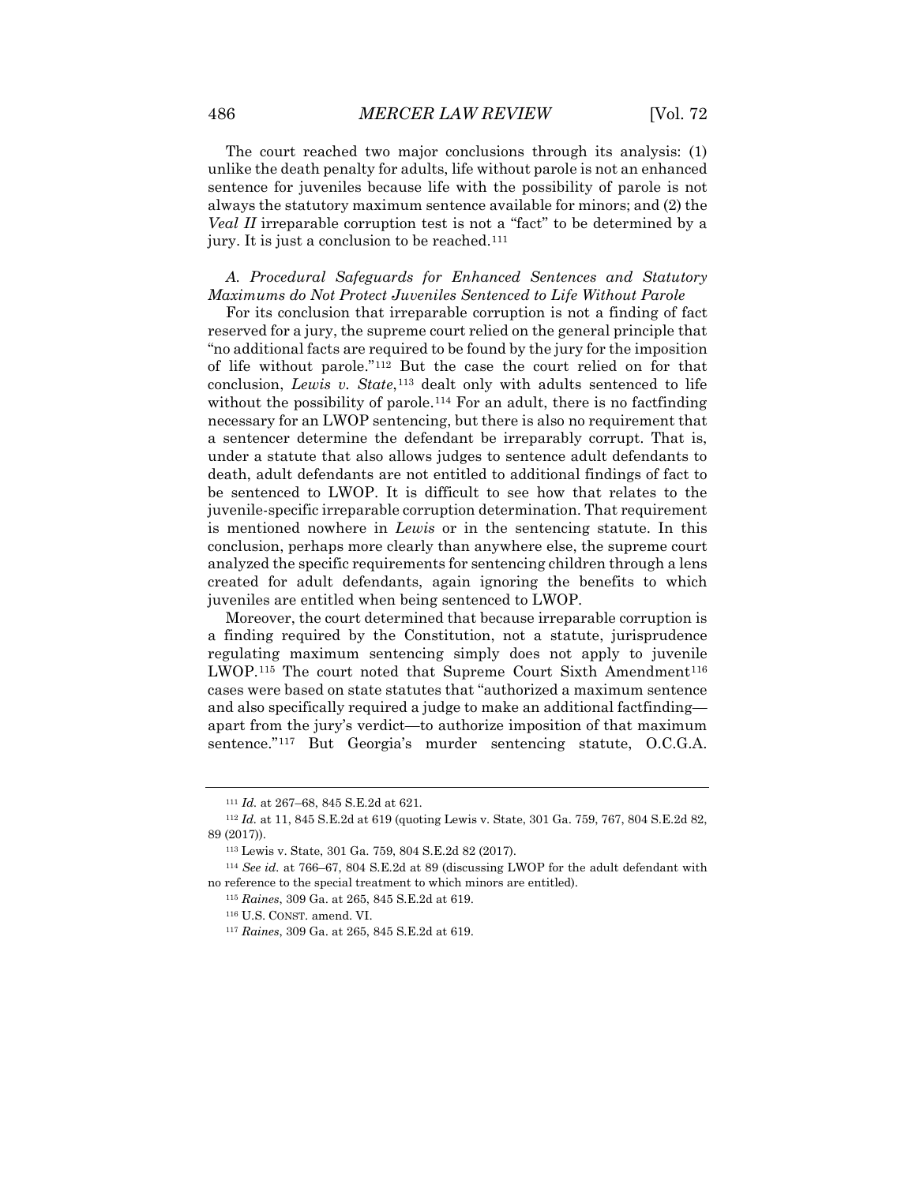The court reached two major conclusions through its analysis: (1) unlike the death penalty for adults, life without parole is not an enhanced sentence for juveniles because life with the possibility of parole is not always the statutory maximum sentence available for minors; and (2) the *Veal II* irreparable corruption test is not a "fact" to be determined by a jury. It is just a conclusion to be reached.[111]

### *A. Procedural Safeguards for Enhanced Sentences and Statutory Maximums do Not Protect Juveniles Sentenced to Life Without Parole*

For its conclusion that irreparable corruption is not a finding of fact reserved for a jury, the supreme court relied on the general principle that "no additional facts are required to be found by the jury for the imposition of life without parole."[112] But the case the court relied on for that conclusion, *Lewis v. State*,[113] dealt only with adults sentenced to life without the possibility of parole.[114] For an adult, there is no factfinding necessary for an LWOP sentencing, but there is also no requirement that a sentencer determine the defendant be irreparably corrupt. That is, under a statute that also allows judges to sentence adult defendants to death, adult defendants are not entitled to additional findings of fact to be sentenced to LWOP. It is difficult to see how that relates to the juvenile-specific irreparable corruption determination. That requirement is mentioned nowhere in *Lewis* or in the sentencing statute. In this conclusion, perhaps more clearly than anywhere else, the supreme court analyzed the specific requirements for sentencing children through a lens created for adult defendants, again ignoring the benefits to which juveniles are entitled when being sentenced to LWOP.

Moreover, the court determined that because irreparable corruption is a finding required by the Constitution, not a statute, jurisprudence regulating maximum sentencing simply does not apply to juvenile LWOP.[115] The court noted that Supreme Court Sixth Amendment[116] cases were based on state statutes that "authorized a maximum sentence and also specifically required a judge to make an additional factfinding—apart from the jury's verdict—to authorize imposition of that maximum sentence."[117] But Georgia's murder sentencing statute, O.C.G.A.

---

[111] *Id.* at 267–68, 845 S.E.2d at 621.

[112] *Id.* at 11, 845 S.E.2d at 619 (quoting Lewis v. State, 301 Ga. 759, 767, 804 S.E.2d 82, 89 (2017)).

[113] Lewis v. State, 301 Ga. 759, 804 S.E.2d 82 (2017).

[114] *See id.* at 766–67, 804 S.E.2d at 89 (discussing LWOP for the adult defendant with no reference to the special treatment to which minors are entitled).

[115] *Raines*, 309 Ga. at 265, 845 S.E.2d at 619.

[116] U.S. CONST. amend. VI.

[117] *Raines*, 309 Ga. at 265, 845 S.E.2d at 619.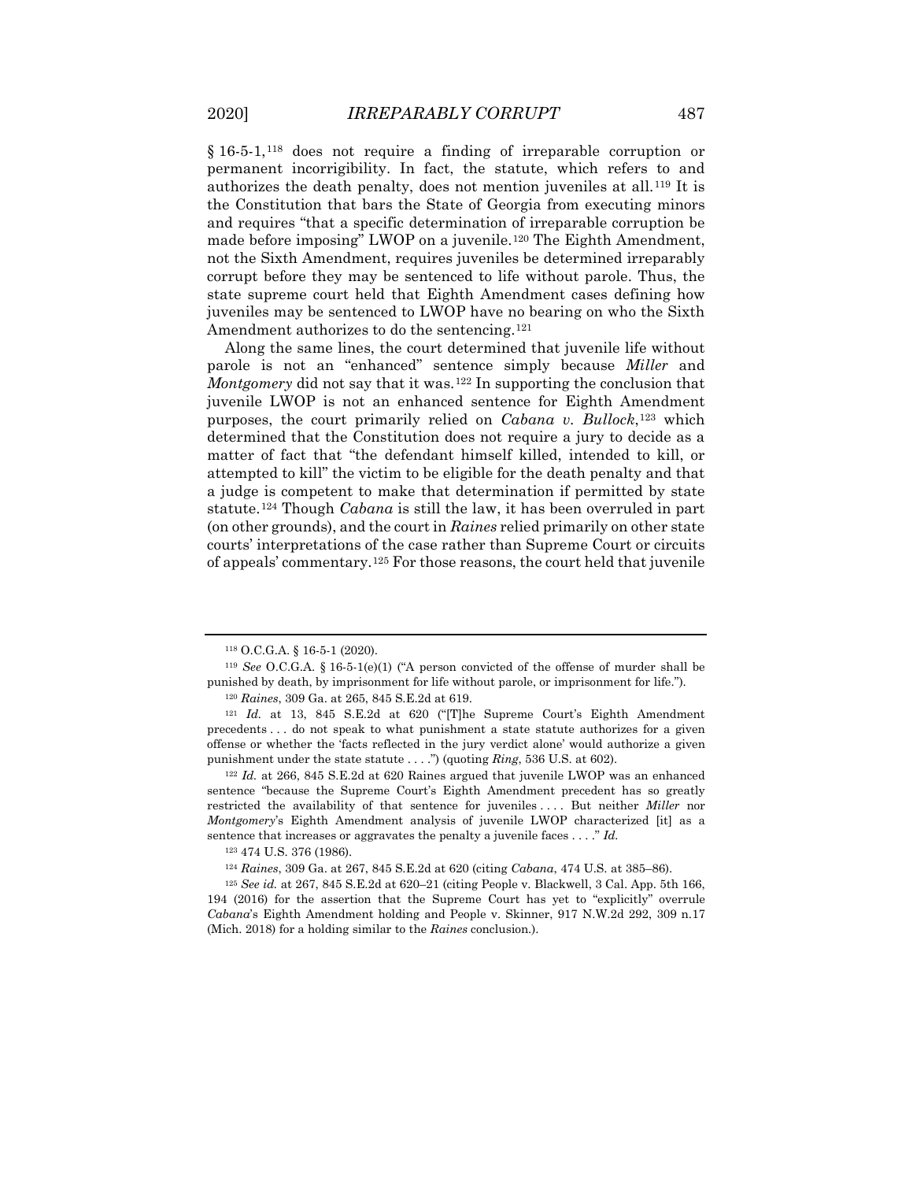§ 16-5-1,[118] does not require a finding of irreparable corruption or permanent incorrigibility. In fact, the statute, which refers to and authorizes the death penalty, does not mention juveniles at all.[119] It is the Constitution that bars the State of Georgia from executing minors and requires "that a specific determination of irreparable corruption be made before imposing" LWOP on a juvenile.[120] The Eighth Amendment, not the Sixth Amendment, requires juveniles be determined irreparably corrupt before they may be sentenced to life without parole. Thus, the state supreme court held that Eighth Amendment cases defining how juveniles may be sentenced to LWOP have no bearing on who the Sixth Amendment authorizes to do the sentencing.[121]

Along the same lines, the court determined that juvenile life without parole is not an "enhanced" sentence simply because *Miller* and *Montgomery* did not say that it was.[122] In supporting the conclusion that juvenile LWOP is not an enhanced sentence for Eighth Amendment purposes, the court primarily relied on *Cabana v. Bullock*,[123] which determined that the Constitution does not require a jury to decide as a matter of fact that "the defendant himself killed, intended to kill, or attempted to kill" the victim to be eligible for the death penalty and that a judge is competent to make that determination if permitted by state statute.[124] Though *Cabana* is still the law, it has been overruled in part (on other grounds), and the court in *Raines* relied primarily on other state courts' interpretations of the case rather than Supreme Court or circuits of appeals' commentary.[125] For those reasons, the court held that juvenile

---

[118] O.C.G.A. § 16-5-1 (2020).

[119] *See* O.C.G.A. § 16-5-1(e)(1) ("A person convicted of the offense of murder shall be punished by death, by imprisonment for life without parole, or imprisonment for life.").

[120] *Raines*, 309 Ga. at 265, 845 S.E.2d at 619.

[121] *Id.* at 13, 845 S.E.2d at 620 ("[T]he Supreme Court's Eighth Amendment precedents . . . do not speak to what punishment a state statute authorizes for a given offense or whether the 'facts reflected in the jury verdict alone' would authorize a given punishment under the state statute . . . .") (quoting *Ring*, 536 U.S. at 602).

[122] *Id.* at 266, 845 S.E.2d at 620 Raines argued that juvenile LWOP was an enhanced sentence "because the Supreme Court's Eighth Amendment precedent has so greatly restricted the availability of that sentence for juveniles . . . . But neither *Miller* nor *Montgomery*'s Eighth Amendment analysis of juvenile LWOP characterized [it] as a sentence that increases or aggravates the penalty a juvenile faces . . . ." *Id.*

[123] 474 U.S. 376 (1986).

[124] *Raines*, 309 Ga. at 267, 845 S.E.2d at 620 (citing *Cabana*, 474 U.S. at 385–86).

[125] *See id.* at 267, 845 S.E.2d at 620–21 (citing People v. Blackwell, 3 Cal. App. 5th 166, 194 (2016) for the assertion that the Supreme Court has yet to "explicitly" overrule *Cabana*'s Eighth Amendment holding and People v. Skinner, 917 N.W.2d 292, 309 n.17 (Mich. 2018) for a holding similar to the *Raines* conclusion.).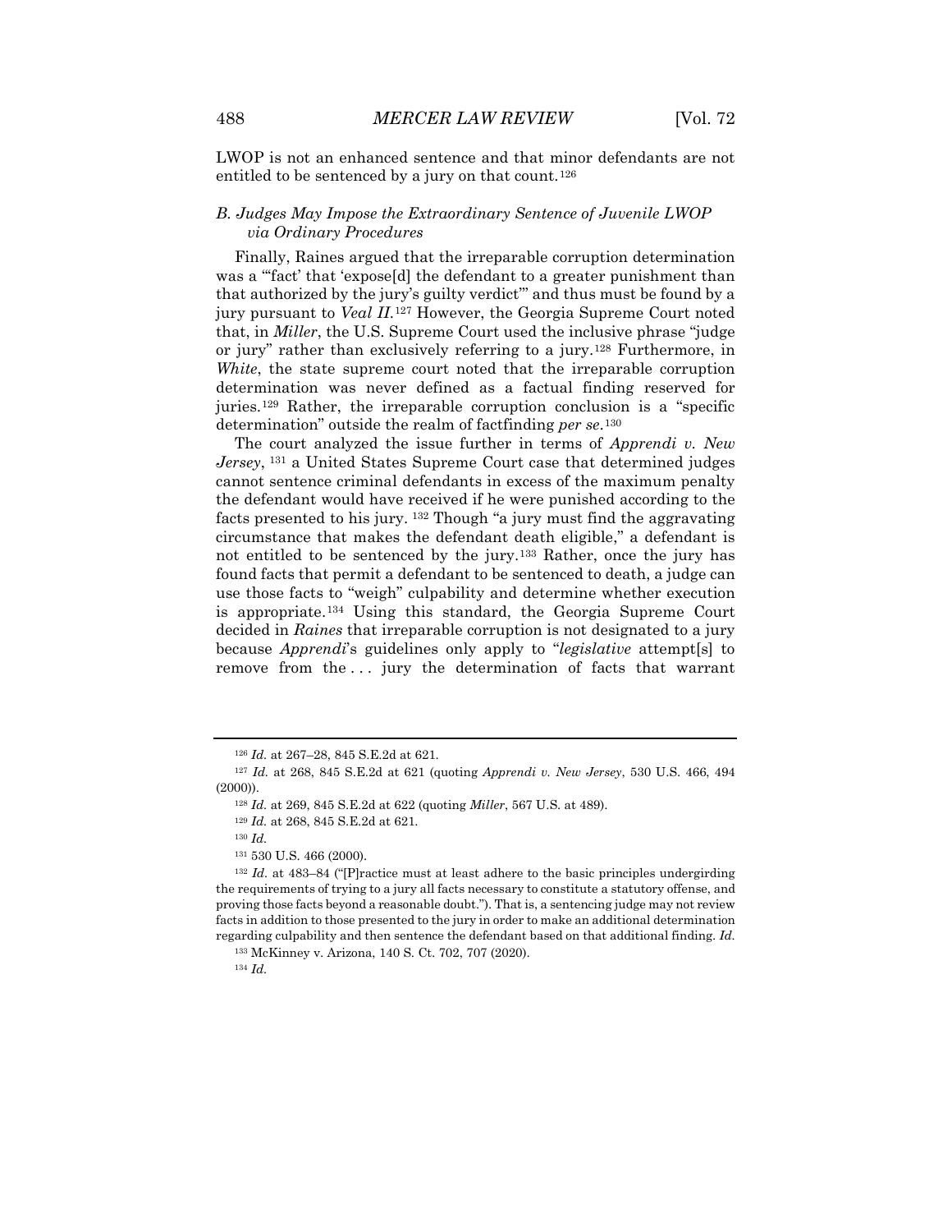LWOP is not an enhanced sentence and that minor defendants are not entitled to be sentenced by a jury on that count.[126]

### *B. Judges May Impose the Extraordinary Sentence of Juvenile LWOP via Ordinary Procedures*

Finally, Raines argued that the irreparable corruption determination was a "'fact' that 'expose[d] the defendant to a greater punishment than that authorized by the jury's guilty verdict'" and thus must be found by a jury pursuant to *Veal II*.[127] However, the Georgia Supreme Court noted that, in *Miller*, the U.S. Supreme Court used the inclusive phrase "judge or jury" rather than exclusively referring to a jury.[128] Furthermore, in *White*, the state supreme court noted that the irreparable corruption determination was never defined as a factual finding reserved for juries.[129] Rather, the irreparable corruption conclusion is a "specific determination" outside the realm of factfinding *per se*.[130]

The court analyzed the issue further in terms of *Apprendi v. New Jersey*,[131] a United States Supreme Court case that determined judges cannot sentence criminal defendants in excess of the maximum penalty the defendant would have received if he were punished according to the facts presented to his jury.[132] Though "a jury must find the aggravating circumstance that makes the defendant death eligible," a defendant is not entitled to be sentenced by the jury.[133] Rather, once the jury has found facts that permit a defendant to be sentenced to death, a judge can use those facts to "weigh" culpability and determine whether execution is appropriate.[134] Using this standard, the Georgia Supreme Court decided in *Raines* that irreparable corruption is not designated to a jury because *Apprendi*'s guidelines only apply to "*legislative* attempt[s] to remove from the . . . jury the determination of facts that warrant

---

[126] *Id.* at 267–28, 845 S.E.2d at 621.

[127] *Id.* at 268, 845 S.E.2d at 621 (quoting *Apprendi v. New Jersey*, 530 U.S. 466, 494 (2000)).

[128] *Id.* at 269, 845 S.E.2d at 622 (quoting *Miller*, 567 U.S. at 489).

[129] *Id.* at 268, 845 S.E.2d at 621.

[130] *Id.*

[131] 530 U.S. 466 (2000).

[132] *Id.* at 483–84 ("[P]ractice must at least adhere to the basic principles undergirding the requirements of trying to a jury all facts necessary to constitute a statutory offense, and proving those facts beyond a reasonable doubt."). That is, a sentencing judge may not review facts in addition to those presented to the jury in order to make an additional determination regarding culpability and then sentence the defendant based on that additional finding. *Id.*

[133] McKinney v. Arizona, 140 S. Ct. 702, 707 (2020).

[134] *Id.*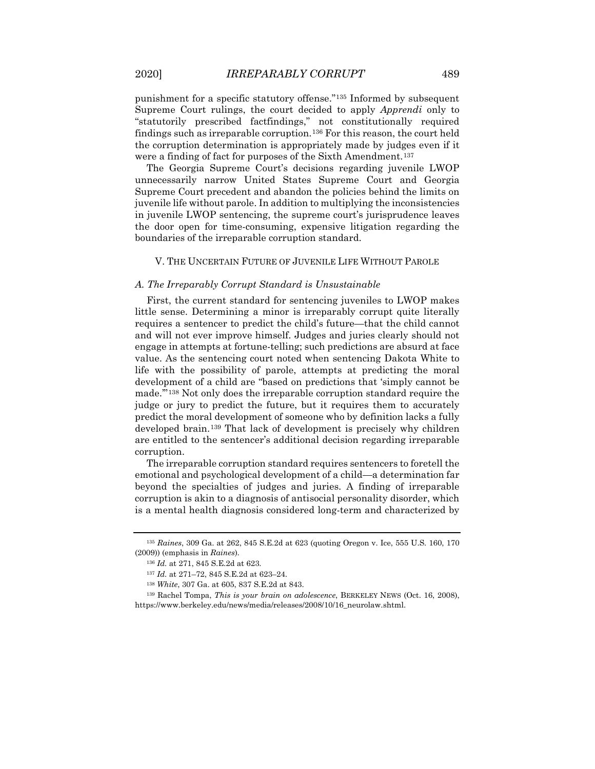punishment for a specific statutory offense."[135] Informed by subsequent Supreme Court rulings, the court decided to apply *Apprendi* only to "statutorily prescribed factfindings," not constitutionally required findings such as irreparable corruption.[136] For this reason, the court held the corruption determination is appropriately made by judges even if it were a finding of fact for purposes of the Sixth Amendment.[137]

The Georgia Supreme Court's decisions regarding juvenile LWOP unnecessarily narrow United States Supreme Court and Georgia Supreme Court precedent and abandon the policies behind the limits on juvenile life without parole. In addition to multiplying the inconsistencies in juvenile LWOP sentencing, the supreme court's jurisprudence leaves the door open for time-consuming, expensive litigation regarding the boundaries of the irreparable corruption standard.

## V. THE UNCERTAIN FUTURE OF JUVENILE LIFE WITHOUT PAROLE

### *A. The Irreparably Corrupt Standard is Unsustainable*

First, the current standard for sentencing juveniles to LWOP makes little sense. Determining a minor is irreparably corrupt quite literally requires a sentencer to predict the child's future—that the child cannot and will not ever improve himself. Judges and juries clearly should not engage in attempts at fortune-telling; such predictions are absurd at face value. As the sentencing court noted when sentencing Dakota White to life with the possibility of parole, attempts at predicting the moral development of a child are "based on predictions that 'simply cannot be made.'"[138] Not only does the irreparable corruption standard require the judge or jury to predict the future, but it requires them to accurately predict the moral development of someone who by definition lacks a fully developed brain.[139] That lack of development is precisely why children are entitled to the sentencer's additional decision regarding irreparable corruption.

The irreparable corruption standard requires sentencers to foretell the emotional and psychological development of a child—a determination far beyond the specialties of judges and juries. A finding of irreparable corruption is akin to a diagnosis of antisocial personality disorder, which is a mental health diagnosis considered long-term and characterized by

---

[135] *Raines*, 309 Ga. at 262, 845 S.E.2d at 623 (quoting Oregon v. Ice, 555 U.S. 160, 170 (2009)) (emphasis in *Raines*).

[136] *Id.* at 271, 845 S.E.2d at 623.

[137] *Id.* at 271–72, 845 S.E.2d at 623–24.

[138] *White*, 307 Ga. at 605, 837 S.E.2d at 843.

[139] Rachel Tompa, *This is your brain on adolescence*, BERKELEY NEWS (Oct. 16, 2008), https://www.berkeley.edu/news/media/releases/2008/10/16_neurolaw.shtml.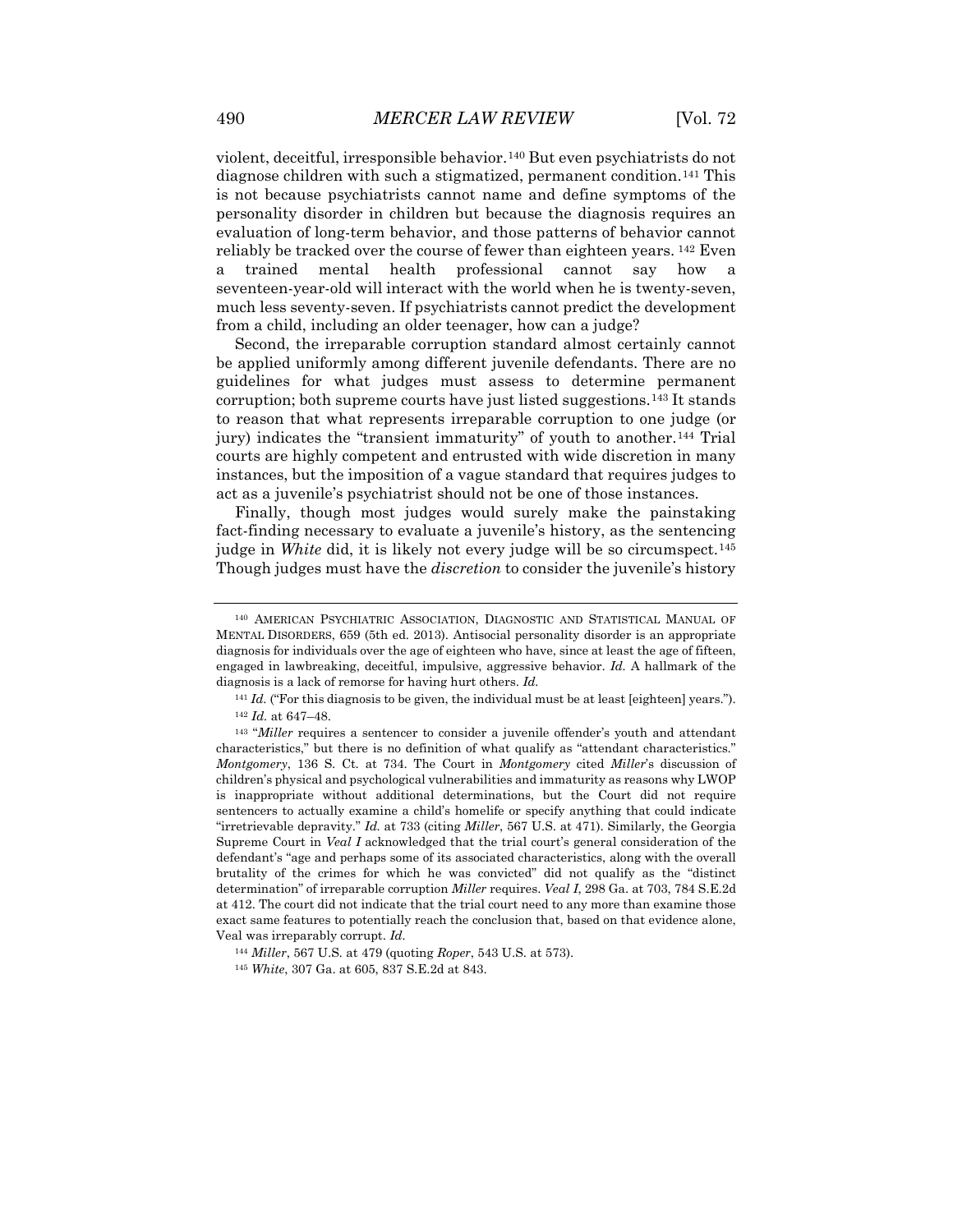violent, deceitful, irresponsible behavior.[140] But even psychiatrists do not diagnose children with such a stigmatized, permanent condition.[141] This is not because psychiatrists cannot name and define symptoms of the personality disorder in children but because the diagnosis requires an evaluation of long-term behavior, and those patterns of behavior cannot reliably be tracked over the course of fewer than eighteen years.[142] Even a trained mental health professional cannot say how a seventeen-year-old will interact with the world when he is twenty-seven, much less seventy-seven. If psychiatrists cannot predict the development from a child, including an older teenager, how can a judge?

Second, the irreparable corruption standard almost certainly cannot be applied uniformly among different juvenile defendants. There are no guidelines for what judges must assess to determine permanent corruption; both supreme courts have just listed suggestions.[143] It stands to reason that what represents irreparable corruption to one judge (or jury) indicates the "transient immaturity" of youth to another.[144] Trial courts are highly competent and entrusted with wide discretion in many instances, but the imposition of a vague standard that requires judges to act as a juvenile's psychiatrist should not be one of those instances.

Finally, though most judges would surely make the painstaking fact-finding necessary to evaluate a juvenile's history, as the sentencing judge in *White* did, it is likely not every judge will be so circumspect.[145] Though judges must have the *discretion* to consider the juvenile's history

---

[140] AMERICAN PSYCHIATRIC ASSOCIATION, DIAGNOSTIC AND STATISTICAL MANUAL OF MENTAL DISORDERS, 659 (5th ed. 2013). Antisocial personality disorder is an appropriate diagnosis for individuals over the age of eighteen who have, since at least the age of fifteen, engaged in lawbreaking, deceitful, impulsive, aggressive behavior. *Id.* A hallmark of the diagnosis is a lack of remorse for having hurt others. *Id.*

[141] *Id.* ("For this diagnosis to be given, the individual must be at least [eighteen] years.").

[142] *Id.* at 647–48.

[143] "*Miller* requires a sentencer to consider a juvenile offender's youth and attendant characteristics," but there is no definition of what qualify as "attendant characteristics." *Montgomery*, 136 S. Ct. at 734. The Court in *Montgomery* cited *Miller*'s discussion of children's physical and psychological vulnerabilities and immaturity as reasons why LWOP is inappropriate without additional determinations, but the Court did not require sentencers to actually examine a child's homelife or specify anything that could indicate "irretrievable depravity." *Id.* at 733 (citing *Miller*, 567 U.S. at 471). Similarly, the Georgia Supreme Court in *Veal I* acknowledged that the trial court's general consideration of the defendant's "age and perhaps some of its associated characteristics, along with the overall brutality of the crimes for which he was convicted" did not qualify as the "distinct determination" of irreparable corruption *Miller* requires. *Veal I*, 298 Ga. at 703, 784 S.E.2d at 412. The court did not indicate that the trial court need to any more than examine those exact same features to potentially reach the conclusion that, based on that evidence alone, Veal was irreparably corrupt. *Id.*

[144] *Miller*, 567 U.S. at 479 (quoting *Roper*, 543 U.S. at 573).

[145] *White*, 307 Ga. at 605, 837 S.E.2d at 843.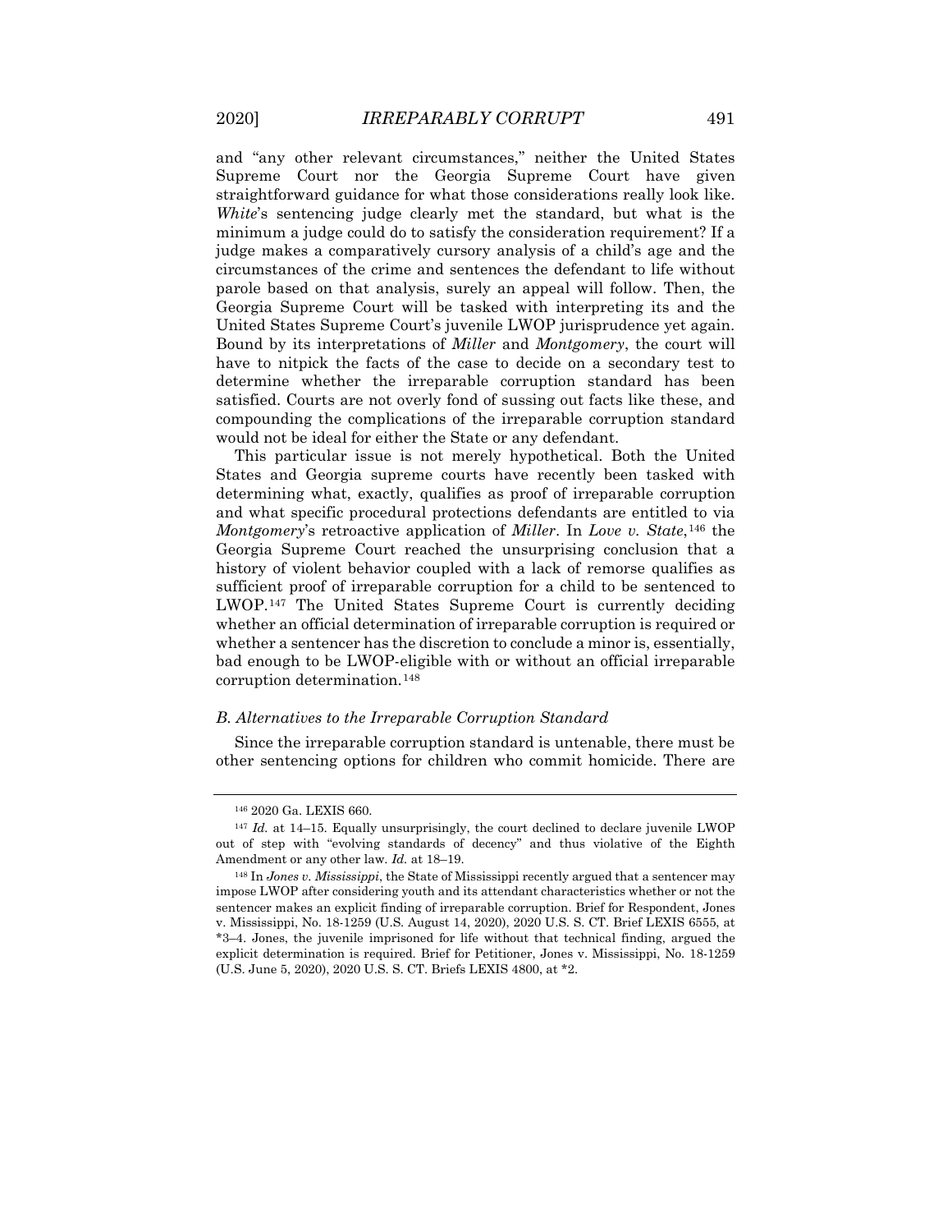and "any other relevant circumstances," neither the United States Supreme Court nor the Georgia Supreme Court have given straightforward guidance for what those considerations really look like. *White*'s sentencing judge clearly met the standard, but what is the minimum a judge could do to satisfy the consideration requirement? If a judge makes a comparatively cursory analysis of a child's age and the circumstances of the crime and sentences the defendant to life without parole based on that analysis, surely an appeal will follow. Then, the Georgia Supreme Court will be tasked with interpreting its and the United States Supreme Court's juvenile LWOP jurisprudence yet again. Bound by its interpretations of *Miller* and *Montgomery*, the court will have to nitpick the facts of the case to decide on a secondary test to determine whether the irreparable corruption standard has been satisfied. Courts are not overly fond of sussing out facts like these, and compounding the complications of the irreparable corruption standard would not be ideal for either the State or any defendant.

This particular issue is not merely hypothetical. Both the United States and Georgia supreme courts have recently been tasked with determining what, exactly, qualifies as proof of irreparable corruption and what specific procedural protections defendants are entitled to via *Montgomery*'s retroactive application of *Miller*. In *Love v. State*,[146] the Georgia Supreme Court reached the unsurprising conclusion that a history of violent behavior coupled with a lack of remorse qualifies as sufficient proof of irreparable corruption for a child to be sentenced to LWOP.[147] The United States Supreme Court is currently deciding whether an official determination of irreparable corruption is required or whether a sentencer has the discretion to conclude a minor is, essentially, bad enough to be LWOP-eligible with or without an official irreparable corruption determination.[148]

### *B. Alternatives to the Irreparable Corruption Standard*

Since the irreparable corruption standard is untenable, there must be other sentencing options for children who commit homicide. There are

---

[146] 2020 Ga. LEXIS 660.

[147] *Id.* at 14–15. Equally unsurprisingly, the court declined to declare juvenile LWOP out of step with "evolving standards of decency" and thus violative of the Eighth Amendment or any other law. *Id.* at 18–19.

[148] In *Jones v. Mississippi*, the State of Mississippi recently argued that a sentencer may impose LWOP after considering youth and its attendant characteristics whether or not the sentencer makes an explicit finding of irreparable corruption. Brief for Respondent, Jones v. Mississippi, No. 18-1259 (U.S. August 14, 2020), 2020 U.S. S. CT. Brief LEXIS 6555, at *3–4. Jones, the juvenile imprisoned for life without that technical finding, argued the explicit determination is required. Brief for Petitioner, Jones v. Mississippi, No. 18-1259 (U.S. June 5, 2020), 2020 U.S. S. CT. Briefs LEXIS 4800, at *2.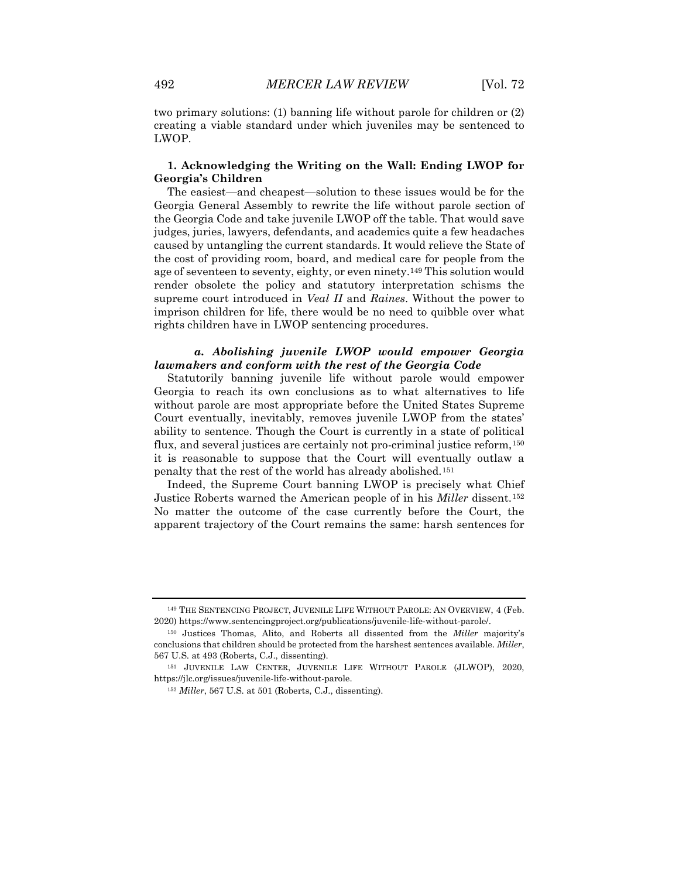two primary solutions: (1) banning life without parole for children or (2) creating a viable standard under which juveniles may be sentenced to LWOP.

### 1. Acknowledging the Writing on the Wall: Ending LWOP for Georgia's Children

The easiest—and cheapest—solution to these issues would be for the Georgia General Assembly to rewrite the life without parole section of the Georgia Code and take juvenile LWOP off the table. That would save judges, juries, lawyers, defendants, and academics quite a few headaches caused by untangling the current standards. It would relieve the State of the cost of providing room, board, and medical care for people from the age of seventeen to seventy, eighty, or even ninety.[149] This solution would render obsolete the policy and statutory interpretation schisms the supreme court introduced in *Veal II* and *Raines*. Without the power to imprison children for life, there would be no need to quibble over what rights children have in LWOP sentencing procedures.

#### *a. Abolishing juvenile LWOP would empower Georgia lawmakers and conform with the rest of the Georgia Code*

Statutorily banning juvenile life without parole would empower Georgia to reach its own conclusions as to what alternatives to life without parole are most appropriate before the United States Supreme Court eventually, inevitably, removes juvenile LWOP from the states' ability to sentence. Though the Court is currently in a state of political flux, and several justices are certainly not pro-criminal justice reform,[150] it is reasonable to suppose that the Court will eventually outlaw a penalty that the rest of the world has already abolished.[151]

Indeed, the Supreme Court banning LWOP is precisely what Chief Justice Roberts warned the American people of in his *Miller* dissent.[152] No matter the outcome of the case currently before the Court, the apparent trajectory of the Court remains the same: harsh sentences for

---

[149] THE SENTENCING PROJECT, JUVENILE LIFE WITHOUT PAROLE: AN OVERVIEW, 4 (Feb. 2020) https://www.sentencingproject.org/publications/juvenile-life-without-parole/.

[150] Justices Thomas, Alito, and Roberts all dissented from the *Miller* majority's conclusions that children should be protected from the harshest sentences available. *Miller*, 567 U.S. at 493 (Roberts, C.J., dissenting).

[151] JUVENILE LAW CENTER, JUVENILE LIFE WITHOUT PAROLE (JLWOP), 2020, https://jlc.org/issues/juvenile-life-without-parole.

[152] *Miller*, 567 U.S. at 501 (Roberts, C.J., dissenting).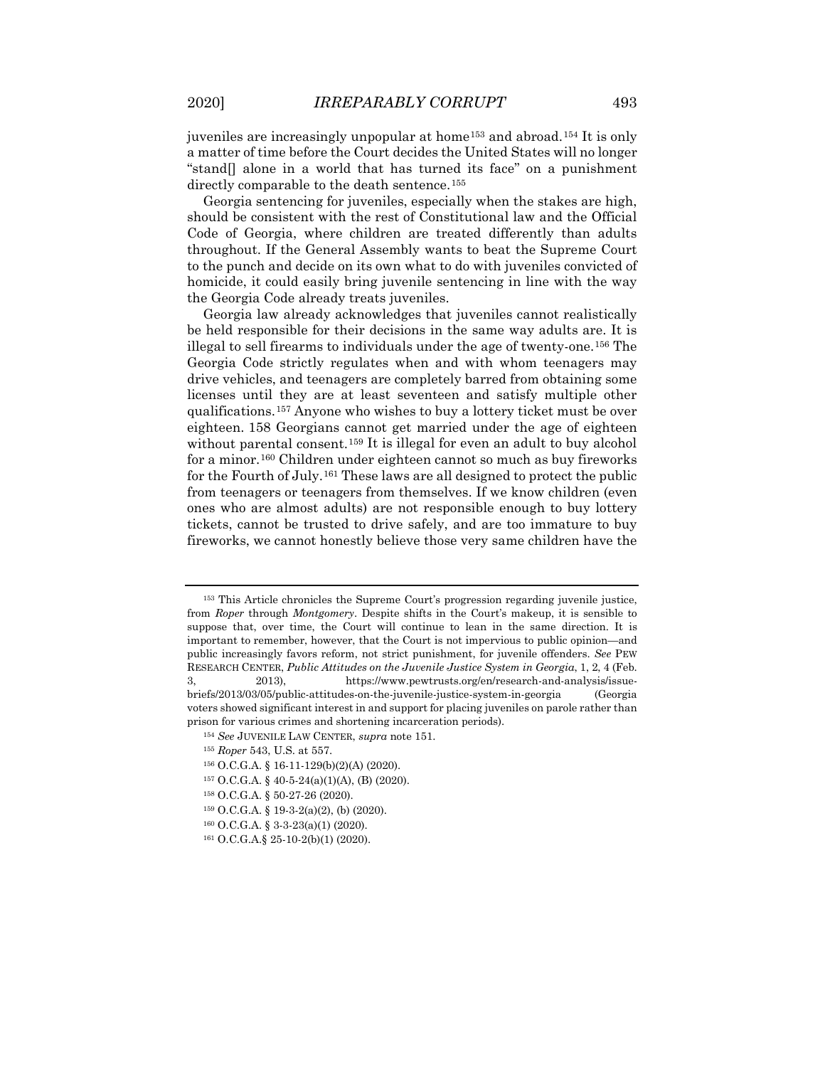juveniles are increasingly unpopular at home[153] and abroad.[154] It is only a matter of time before the Court decides the United States will no longer "stand[] alone in a world that has turned its face" on a punishment directly comparable to the death sentence.[155]

Georgia sentencing for juveniles, especially when the stakes are high, should be consistent with the rest of Constitutional law and the Official Code of Georgia, where children are treated differently than adults throughout. If the General Assembly wants to beat the Supreme Court to the punch and decide on its own what to do with juveniles convicted of homicide, it could easily bring juvenile sentencing in line with the way the Georgia Code already treats juveniles.

Georgia law already acknowledges that juveniles cannot realistically be held responsible for their decisions in the same way adults are. It is illegal to sell firearms to individuals under the age of twenty-one.[156] The Georgia Code strictly regulates when and with whom teenagers may drive vehicles, and teenagers are completely barred from obtaining some licenses until they are at least seventeen and satisfy multiple other qualifications.[157] Anyone who wishes to buy a lottery ticket must be over eighteen. 158 Georgians cannot get married under the age of eighteen without parental consent.[159] It is illegal for even an adult to buy alcohol for a minor.[160] Children under eighteen cannot so much as buy fireworks for the Fourth of July.[161] These laws are all designed to protect the public from teenagers or teenagers from themselves. If we know children (even ones who are almost adults) are not responsible enough to buy lottery tickets, cannot be trusted to drive safely, and are too immature to buy fireworks, we cannot honestly believe those very same children have the

---

[153] This Article chronicles the Supreme Court's progression regarding juvenile justice, from *Roper* through *Montgomery*. Despite shifts in the Court's makeup, it is sensible to suppose that, over time, the Court will continue to lean in the same direction. It is important to remember, however, that the Court is not impervious to public opinion—and public increasingly favors reform, not strict punishment, for juvenile offenders. *See* PEW RESEARCH CENTER, *Public Attitudes on the Juvenile Justice System in Georgia*, 1, 2, 4 (Feb. 3, 2013), https://www.pewtrusts.org/en/research-and-analysis/issue-briefs/2013/03/05/public-attitudes-on-the-juvenile-justice-system-in-georgia (Georgia voters showed significant interest in and support for placing juveniles on parole rather than prison for various crimes and shortening incarceration periods).

[154] *See* JUVENILE LAW CENTER, *supra* note 151.

[155] *Roper* 543, U.S. at 557.

[156] O.C.G.A. § 16-11-129(b)(2)(A) (2020).

[157] O.C.G.A. § 40-5-24(a)(1)(A), (B) (2020).

[158] O.C.G.A. § 50-27-26 (2020).

[159] O.C.G.A. § 19-3-2(a)(2), (b) (2020).

[160] O.C.G.A. § 3-3-23(a)(1) (2020).

[161] O.C.G.A.§ 25-10-2(b)(1) (2020).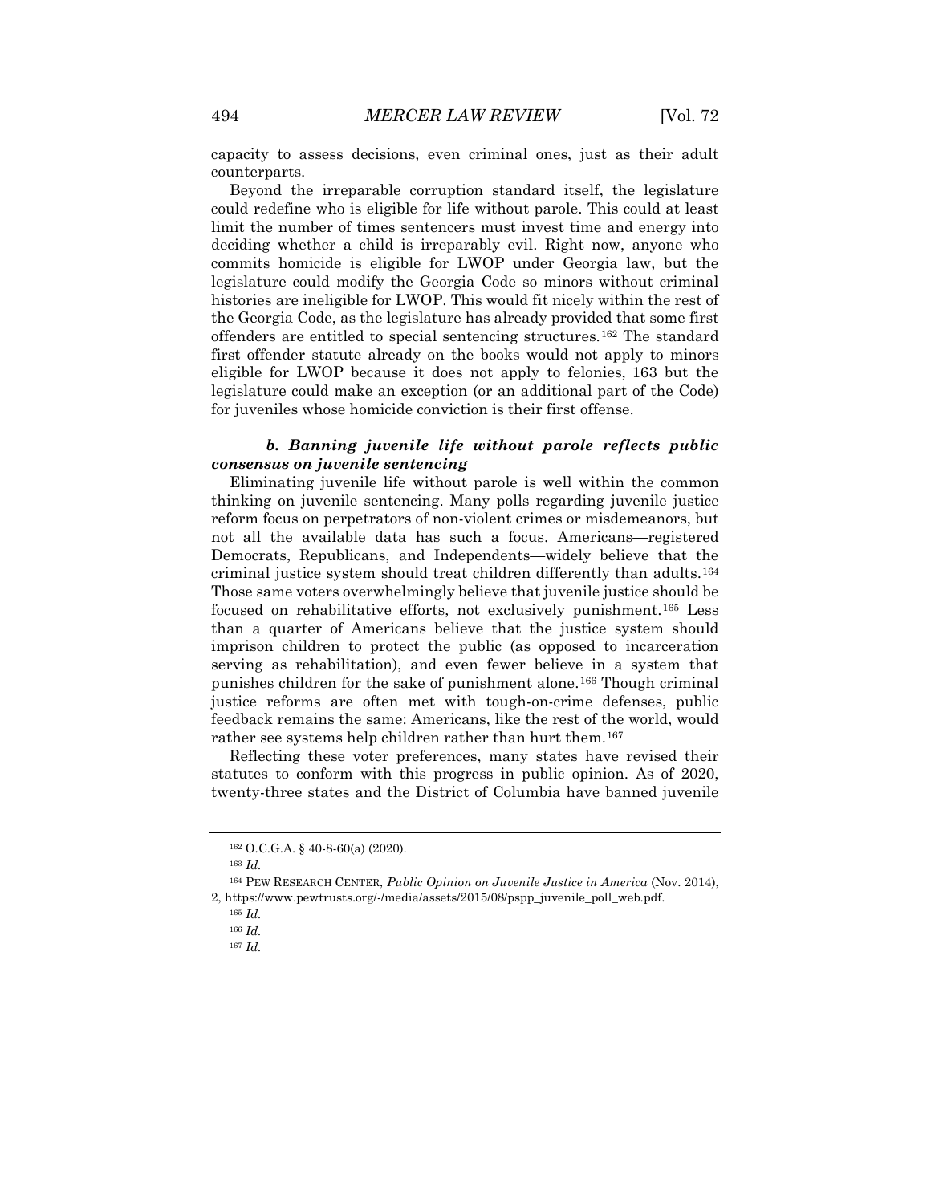capacity to assess decisions, even criminal ones, just as their adult counterparts.

Beyond the irreparable corruption standard itself, the legislature could redefine who is eligible for life without parole. This could at least limit the number of times sentencers must invest time and energy into deciding whether a child is irreparably evil. Right now, anyone who commits homicide is eligible for LWOP under Georgia law, but the legislature could modify the Georgia Code so minors without criminal histories are ineligible for LWOP. This would fit nicely within the rest of the Georgia Code, as the legislature has already provided that some first offenders are entitled to special sentencing structures.[162] The standard first offender statute already on the books would not apply to minors eligible for LWOP because it does not apply to felonies, 163 but the legislature could make an exception (or an additional part of the Code) for juveniles whose homicide conviction is their first offense.

#### *b. Banning juvenile life without parole reflects public consensus on juvenile sentencing*

Eliminating juvenile life without parole is well within the common thinking on juvenile sentencing. Many polls regarding juvenile justice reform focus on perpetrators of non-violent crimes or misdemeanors, but not all the available data has such a focus. Americans—registered Democrats, Republicans, and Independents—widely believe that the criminal justice system should treat children differently than adults.[164] Those same voters overwhelmingly believe that juvenile justice should be focused on rehabilitative efforts, not exclusively punishment.[165] Less than a quarter of Americans believe that the justice system should imprison children to protect the public (as opposed to incarceration serving as rehabilitation), and even fewer believe in a system that punishes children for the sake of punishment alone.[166] Though criminal justice reforms are often met with tough-on-crime defenses, public feedback remains the same: Americans, like the rest of the world, would rather see systems help children rather than hurt them.[167]

Reflecting these voter preferences, many states have revised their statutes to conform with this progress in public opinion. As of 2020, twenty-three states and the District of Columbia have banned juvenile

---

[162] O.C.G.A. § 40-8-60(a) (2020).

[163] *Id.*

[164] PEW RESEARCH CENTER, *Public Opinion on Juvenile Justice in America* (Nov. 2014), 2, https://www.pewtrusts.org/-/media/assets/2015/08/pspp_juvenile_poll_web.pdf.

[165] *Id.*

[166] *Id.*

[167] *Id.*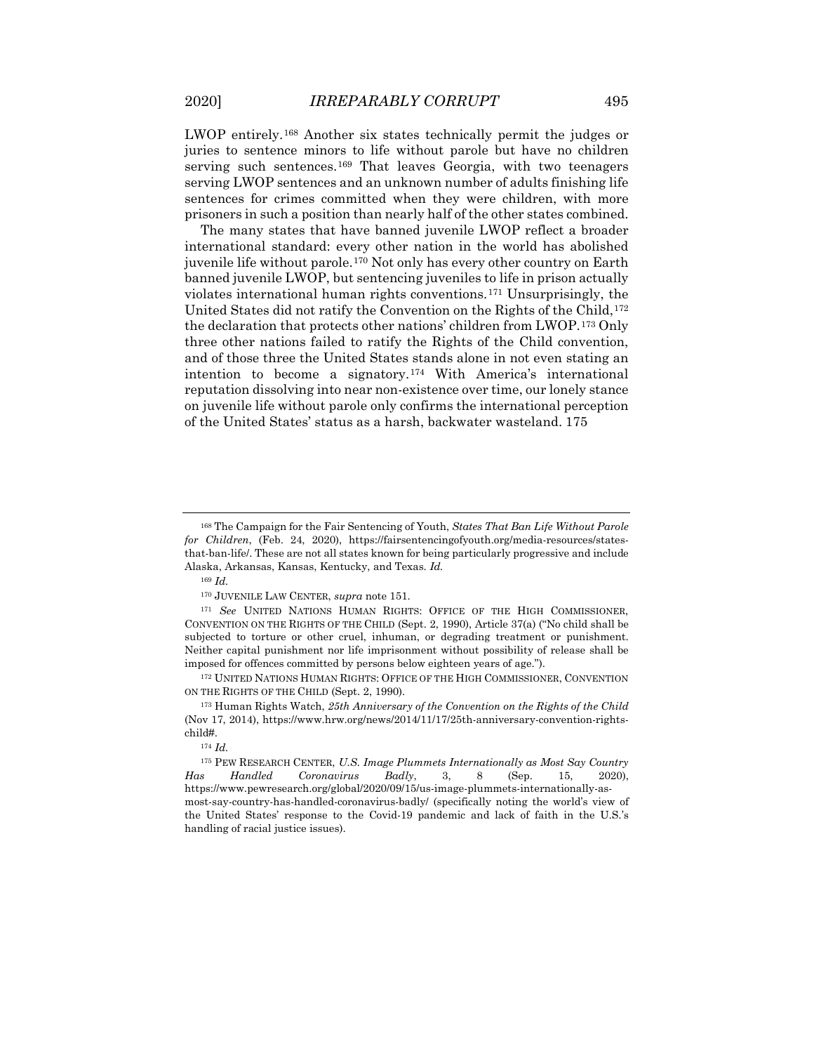LWOP entirely.[168] Another six states technically permit the judges or juries to sentence minors to life without parole but have no children serving such sentences.[169] That leaves Georgia, with two teenagers serving LWOP sentences and an unknown number of adults finishing life sentences for crimes committed when they were children, with more prisoners in such a position than nearly half of the other states combined.

The many states that have banned juvenile LWOP reflect a broader international standard: every other nation in the world has abolished juvenile life without parole.[170] Not only has every other country on Earth banned juvenile LWOP, but sentencing juveniles to life in prison actually violates international human rights conventions.[171] Unsurprisingly, the United States did not ratify the Convention on the Rights of the Child,[172] the declaration that protects other nations' children from LWOP.[173] Only three other nations failed to ratify the Rights of the Child convention, and of those three the United States stands alone in not even stating an intention to become a signatory.[174] With America's international reputation dissolving into near non-existence over time, our lonely stance on juvenile life without parole only confirms the international perception of the United States' status as a harsh, backwater wasteland. 175

---

[168] The Campaign for the Fair Sentencing of Youth, *States That Ban Life Without Parole for Children*, (Feb. 24, 2020), https://fairsentencingofyouth.org/media-resources/states-that-ban-life/. These are not all states known for being particularly progressive and include Alaska, Arkansas, Kansas, Kentucky, and Texas. *Id.*

[169] *Id.*

[170] JUVENILE LAW CENTER, *supra* note 151.

[171] *See* UNITED NATIONS HUMAN RIGHTS: OFFICE OF THE HIGH COMMISSIONER, CONVENTION ON THE RIGHTS OF THE CHILD (Sept. 2, 1990), Article 37(a) ("No child shall be subjected to torture or other cruel, inhuman, or degrading treatment or punishment. Neither capital punishment nor life imprisonment without possibility of release shall be imposed for offences committed by persons below eighteen years of age.").

[172] UNITED NATIONS HUMAN RIGHTS: OFFICE OF THE HIGH COMMISSIONER, CONVENTION ON THE RIGHTS OF THE CHILD (Sept. 2, 1990).

[173] Human Rights Watch, *25th Anniversary of the Convention on the Rights of the Child* (Nov 17, 2014), https://www.hrw.org/news/2014/11/17/25th-anniversary-convention-rights-child#.

[174] *Id.*

[175] PEW RESEARCH CENTER, *U.S. Image Plummets Internationally as Most Say Country Has Handled Coronavirus Badly*, 3, 8 (Sep. 15, 2020), https://www.pewresearch.org/global/2020/09/15/us-image-plummets-internationally-as-most-say-country-has-handled-coronavirus-badly/ (specifically noting the world's view of the United States' response to the Covid-19 pandemic and lack of faith in the U.S.'s handling of racial justice issues).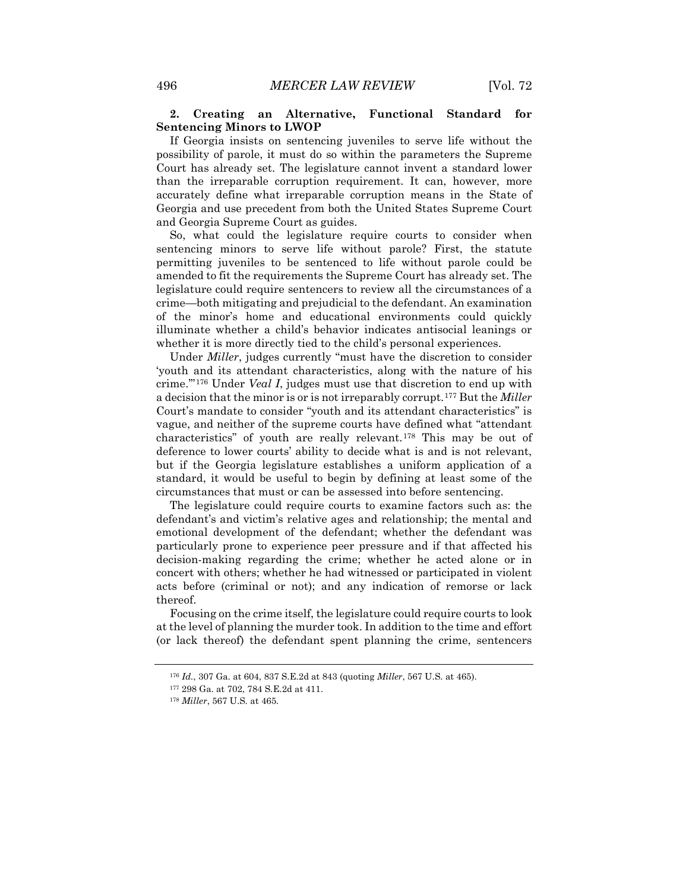**2. Creating an Alternative, Functional Standard for Sentencing Minors to LWOP**

If Georgia insists on sentencing juveniles to serve life without the possibility of parole, it must do so within the parameters the Supreme Court has already set. The legislature cannot invent a standard lower than the irreparable corruption requirement. It can, however, more accurately define what irreparable corruption means in the State of Georgia and use precedent from both the United States Supreme Court and Georgia Supreme Court as guides.

So, what could the legislature require courts to consider when sentencing minors to serve life without parole? First, the statute permitting juveniles to be sentenced to life without parole could be amended to fit the requirements the Supreme Court has already set. The legislature could require sentencers to review all the circumstances of a crime—both mitigating and prejudicial to the defendant. An examination of the minor's home and educational environments could quickly illuminate whether a child's behavior indicates antisocial leanings or whether it is more directly tied to the child's personal experiences.

Under *Miller*, judges currently "must have the discretion to consider 'youth and its attendant characteristics, along with the nature of his crime.'"[176] Under *Veal I*, judges must use that discretion to end up with a decision that the minor is or is not irreparably corrupt.[177] But the *Miller* Court's mandate to consider "youth and its attendant characteristics" is vague, and neither of the supreme courts have defined what "attendant characteristics" of youth are really relevant.[178] This may be out of deference to lower courts' ability to decide what is and is not relevant, but if the Georgia legislature establishes a uniform application of a standard, it would be useful to begin by defining at least some of the circumstances that must or can be assessed into before sentencing.

The legislature could require courts to examine factors such as: the defendant's and victim's relative ages and relationship; the mental and emotional development of the defendant; whether the defendant was particularly prone to experience peer pressure and if that affected his decision-making regarding the crime; whether he acted alone or in concert with others; whether he had witnessed or participated in violent acts before (criminal or not); and any indication of remorse or lack thereof.

Focusing on the crime itself, the legislature could require courts to look at the level of planning the murder took. In addition to the time and effort (or lack thereof) the defendant spent planning the crime, sentencers

---

[176] *Id.*, 307 Ga. at 604, 837 S.E.2d at 843 (quoting *Miller*, 567 U.S. at 465).

[177] 298 Ga. at 702, 784 S.E.2d at 411.

[178] *Miller*, 567 U.S. at 465.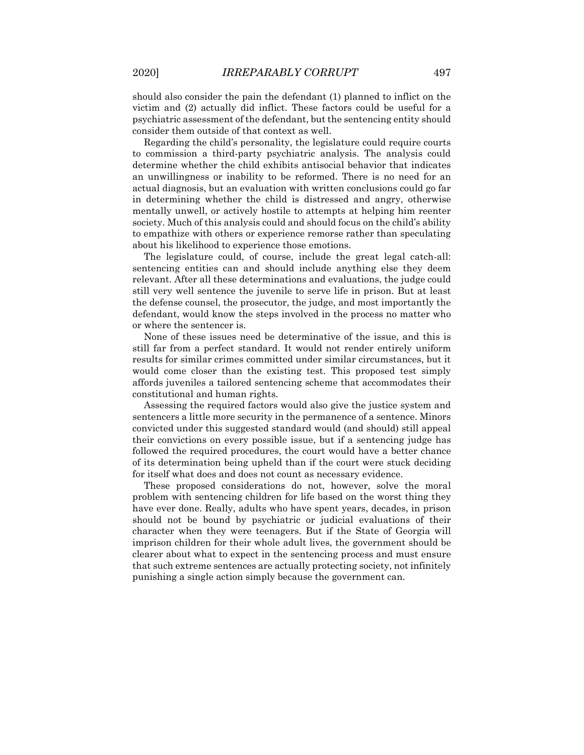should also consider the pain the defendant (1) planned to inflict on the victim and (2) actually did inflict. These factors could be useful for a psychiatric assessment of the defendant, but the sentencing entity should consider them outside of that context as well.

Regarding the child's personality, the legislature could require courts to commission a third-party psychiatric analysis. The analysis could determine whether the child exhibits antisocial behavior that indicates an unwillingness or inability to be reformed. There is no need for an actual diagnosis, but an evaluation with written conclusions could go far in determining whether the child is distressed and angry, otherwise mentally unwell, or actively hostile to attempts at helping him reenter society. Much of this analysis could and should focus on the child's ability to empathize with others or experience remorse rather than speculating about his likelihood to experience those emotions.

The legislature could, of course, include the great legal catch-all: sentencing entities can and should include anything else they deem relevant. After all these determinations and evaluations, the judge could still very well sentence the juvenile to serve life in prison. But at least the defense counsel, the prosecutor, the judge, and most importantly the defendant, would know the steps involved in the process no matter who or where the sentencer is.

None of these issues need be determinative of the issue, and this is still far from a perfect standard. It would not render entirely uniform results for similar crimes committed under similar circumstances, but it would come closer than the existing test. This proposed test simply affords juveniles a tailored sentencing scheme that accommodates their constitutional and human rights.

Assessing the required factors would also give the justice system and sentencers a little more security in the permanence of a sentence. Minors convicted under this suggested standard would (and should) still appeal their convictions on every possible issue, but if a sentencing judge has followed the required procedures, the court would have a better chance of its determination being upheld than if the court were stuck deciding for itself what does and does not count as necessary evidence.

These proposed considerations do not, however, solve the moral problem with sentencing children for life based on the worst thing they have ever done. Really, adults who have spent years, decades, in prison should not be bound by psychiatric or judicial evaluations of their character when they were teenagers. But if the State of Georgia will imprison children for their whole adult lives, the government should be clearer about what to expect in the sentencing process and must ensure that such extreme sentences are actually protecting society, not infinitely punishing a single action simply because the government can.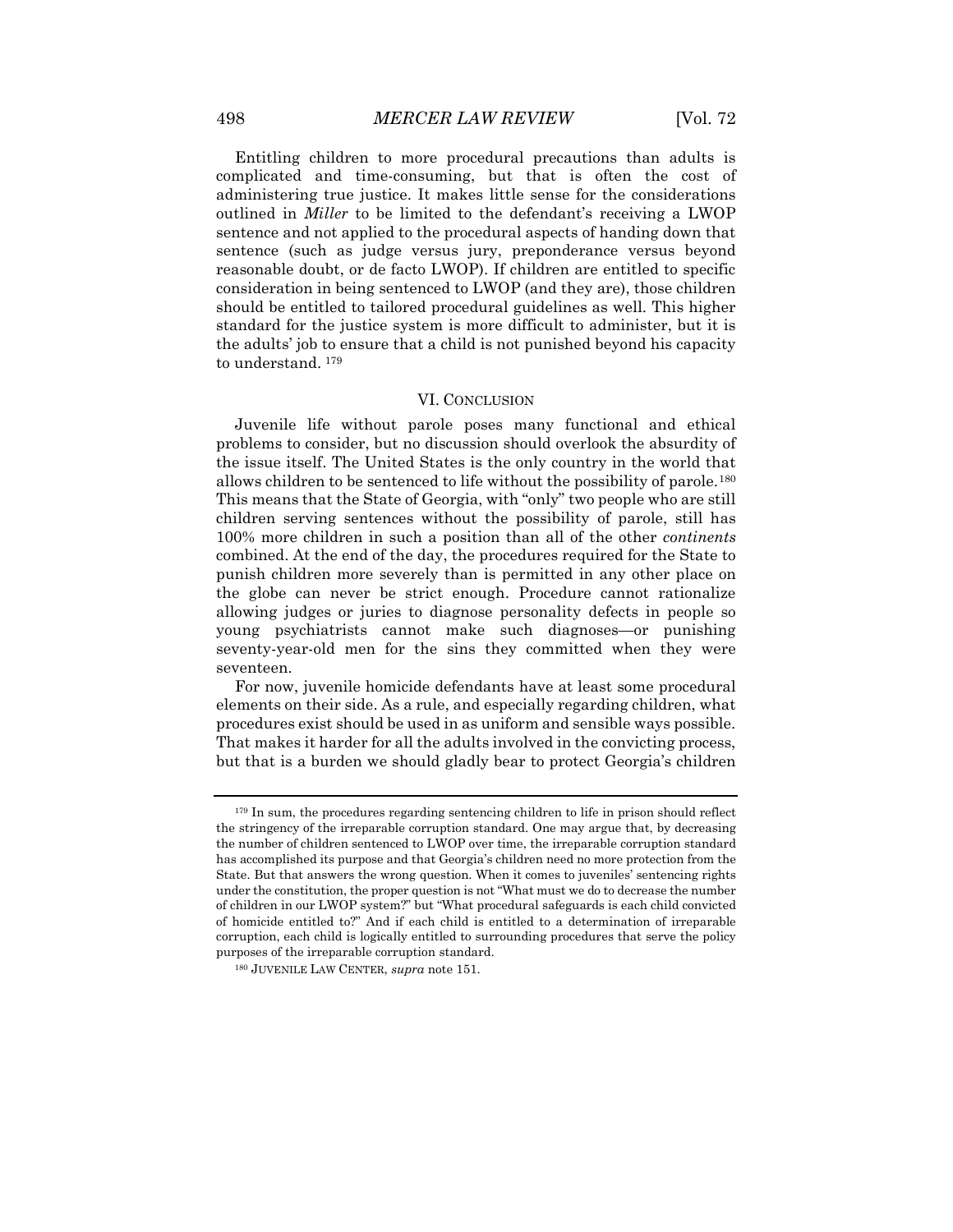Entitling children to more procedural precautions than adults is complicated and time-consuming, but that is often the cost of administering true justice. It makes little sense for the considerations outlined in *Miller* to be limited to the defendant's receiving a LWOP sentence and not applied to the procedural aspects of handing down that sentence (such as judge versus jury, preponderance versus beyond reasonable doubt, or de facto LWOP). If children are entitled to specific consideration in being sentenced to LWOP (and they are), those children should be entitled to tailored procedural guidelines as well. This higher standard for the justice system is more difficult to administer, but it is the adults' job to ensure that a child is not punished beyond his capacity to understand. [179]

## VI. Conclusion

Juvenile life without parole poses many functional and ethical problems to consider, but no discussion should overlook the absurdity of the issue itself. The United States is the only country in the world that allows children to be sentenced to life without the possibility of parole.[180] This means that the State of Georgia, with "only" two people who are still children serving sentences without the possibility of parole, still has 100% more children in such a position than all of the other *continents* combined. At the end of the day, the procedures required for the State to punish children more severely than is permitted in any other place on the globe can never be strict enough. Procedure cannot rationalize allowing judges or juries to diagnose personality defects in people so young psychiatrists cannot make such diagnoses—or punishing seventy-year-old men for the sins they committed when they were seventeen.

For now, juvenile homicide defendants have at least some procedural elements on their side. As a rule, and especially regarding children, what procedures exist should be used in as uniform and sensible ways possible. That makes it harder for all the adults involved in the convicting process, but that is a burden we should gladly bear to protect Georgia's children

---

[179] In sum, the procedures regarding sentencing children to life in prison should reflect the stringency of the irreparable corruption standard. One may argue that, by decreasing the number of children sentenced to LWOP over time, the irreparable corruption standard has accomplished its purpose and that Georgia's children need no more protection from the State. But that answers the wrong question. When it comes to juveniles' sentencing rights under the constitution, the proper question is not "What must we do to decrease the number of children in our LWOP system?" but "What procedural safeguards is each child convicted of homicide entitled to?" And if each child is entitled to a determination of irreparable corruption, each child is logically entitled to surrounding procedures that serve the policy purposes of the irreparable corruption standard.

[180] Juvenile Law Center, *supra* note 151.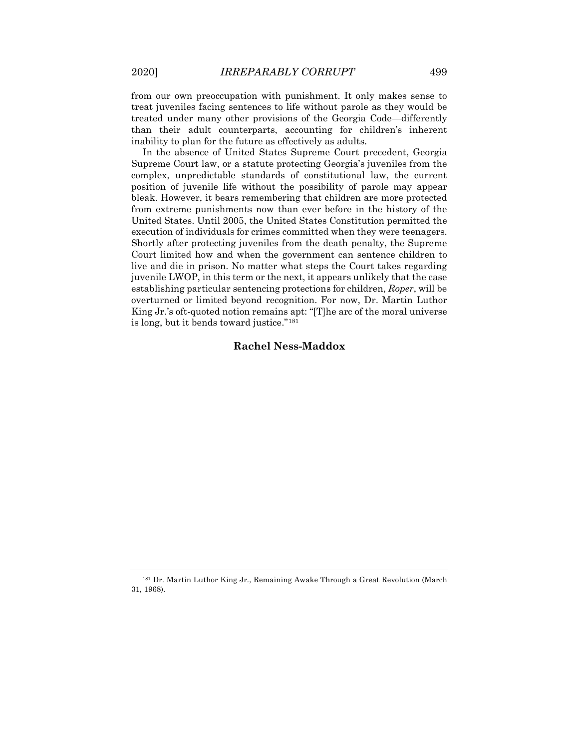from our own preoccupation with punishment. It only makes sense to treat juveniles facing sentences to life without parole as they would be treated under many other provisions of the Georgia Code—differently than their adult counterparts, accounting for children's inherent inability to plan for the future as effectively as adults.

In the absence of United States Supreme Court precedent, Georgia Supreme Court law, or a statute protecting Georgia's juveniles from the complex, unpredictable standards of constitutional law, the current position of juvenile life without the possibility of parole may appear bleak. However, it bears remembering that children are more protected from extreme punishments now than ever before in the history of the United States. Until 2005, the United States Constitution permitted the execution of individuals for crimes committed when they were teenagers. Shortly after protecting juveniles from the death penalty, the Supreme Court limited how and when the government can sentence children to live and die in prison. No matter what steps the Court takes regarding juvenile LWOP, in this term or the next, it appears unlikely that the case establishing particular sentencing protections for children, *Roper*, will be overturned or limited beyond recognition. For now, Dr. Martin Luthor King Jr.'s oft-quoted notion remains apt: "[T]he arc of the moral universe is long, but it bends toward justice."[181]

**Rachel Ness-Maddox**

---

[181] Dr. Martin Luthor King Jr., Remaining Awake Through a Great Revolution (March 31, 1968).